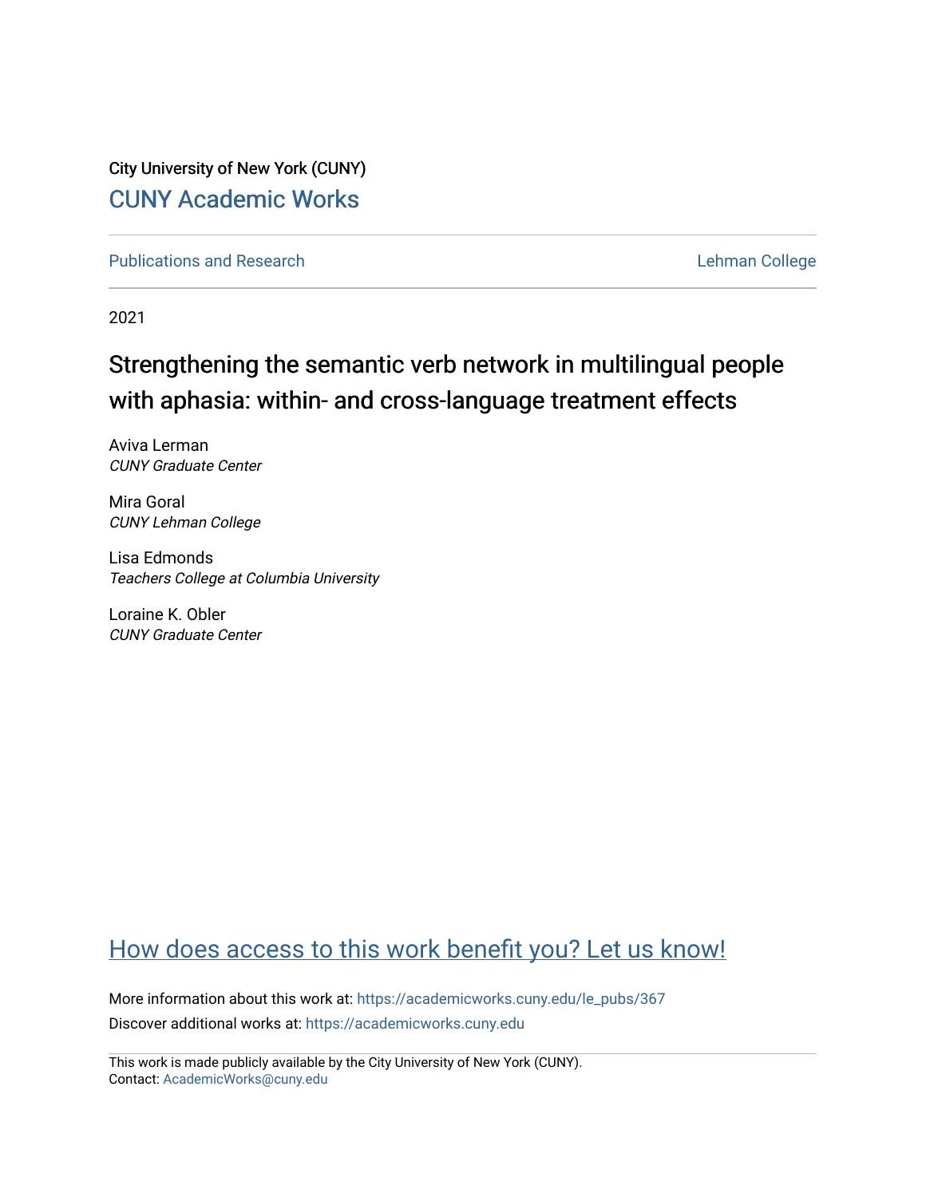City University of New York (CUNY)

CUNY Academic Works

Publications and Research | Lehman College

2021

# Strengthening the semantic verb network in multilingual people with aphasia: within- and cross-language treatment effects

Aviva Lerman
*CUNY Graduate Center*

Mira Goral
*CUNY Lehman College*

Lisa Edmonds
*Teachers College at Columbia University*

Loraine K. Obler
*CUNY Graduate Center*

How does access to this work benefit you? Let us know!

More information about this work at: https://academicworks.cuny.edu/le_pubs/367
Discover additional works at: https://academicworks.cuny.edu

This work is made publicly available by the City University of New York (CUNY).
Contact: AcademicWorks@cuny.edu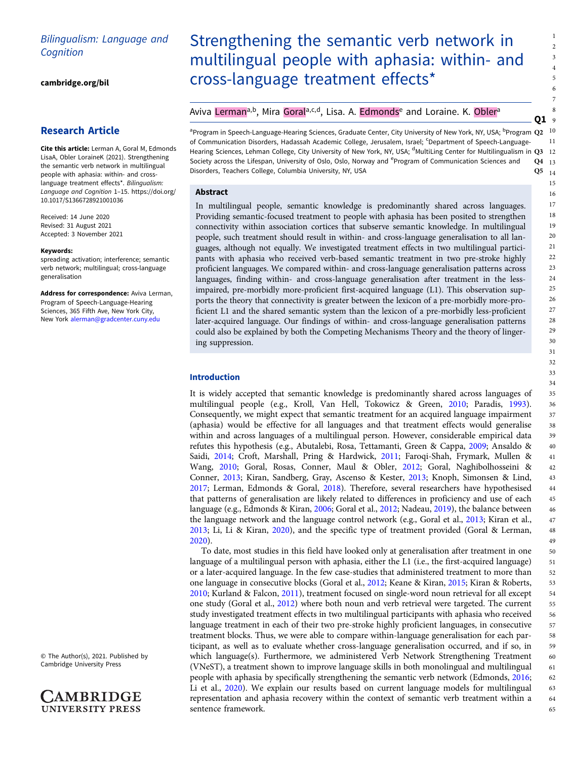*Bilingualism: Language and Cognition*

**cambridge.org/bil**

**Research Article**

**Cite this article:** Lerman A, Goral M, Edmonds LisaA, Obler LoraineK (2021). Strengthening the semantic verb network in multilingual people with aphasia: within- and cross-language treatment effects*. *Bilingualism: Language and Cognition* 1–15. https://doi.org/10.1017/S1366728921001036

Received: 14 June 2020
Revised: 31 August 2021
Accepted: 3 November 2021

**Keywords:**
spreading activation; interference; semantic verb network; multilingual; cross-language generalisation

**Address for correspondence:** Aviva Lerman, Program of Speech-Language-Hearing Sciences, 365 Fifth Ave, New York City, New York alerman@gradcenter.cuny.edu

© The Author(s), 2021. Published by Cambridge University Press

# Strengthening the semantic verb network in multilingual people with aphasia: within- and cross-language treatment effects*

Aviva Lerman[a,b], Mira Goral[a,c,d], Lisa. A. Edmonds[e] and Loraine. K. Obler[a]

[a]Program in Speech-Language-Hearing Sciences, Graduate Center, City University of New York, NY, USA; [b]Program of Communication Disorders, Hadassah Academic College, Jerusalem, Israel; [c]Department of Speech-Language-Hearing Sciences, Lehman College, City University of New York, NY, USA; [d]MultiLing Center for Multilingualism in Society across the Lifespan, University of Oslo, Oslo, Norway and [e]Program of Communication Sciences and Disorders, Teachers College, Columbia University, NY, USA

## Abstract

In multilingual people, semantic knowledge is predominantly shared across languages. Providing semantic-focused treatment to people with aphasia has been posited to strengthen connectivity within association cortices that subserve semantic knowledge. In multilingual people, such treatment should result in within- and cross-language generalisation to all languages, although not equally. We investigated treatment effects in two multilingual participants with aphasia who received verb-based semantic treatment in two pre-stroke highly proficient languages. We compared within- and cross-language generalisation patterns across languages, finding within- and cross-language generalisation after treatment in the less-impaired, pre-morbidly more-proficient first-acquired language (L1). This observation supports the theory that connectivity is greater between the lexicon of a pre-morbidly more-proficient L1 and the shared semantic system than the lexicon of a pre-morbidly less-proficient later-acquired language. Our findings of within- and cross-language generalisation patterns could also be explained by both the Competing Mechanisms Theory and the theory of lingering suppression.

## Introduction

It is widely accepted that semantic knowledge is predominantly shared across languages of multilingual people (e.g., Kroll, Van Hell, Tokowicz & Green, 2010; Paradis, 1993). Consequently, we might expect that semantic treatment for an acquired language impairment (aphasia) would be effective for all languages and that treatment effects would generalise within and across languages of a multilingual person. However, considerable empirical data refutes this hypothesis (e.g., Abutalebi, Rosa, Tettamanti, Green & Cappa, 2009; Ansaldo & Saidi, 2014; Croft, Marshall, Pring & Hardwick, 2011; Faroqi-Shah, Frymark, Mullen & Wang, 2010; Goral, Rosas, Conner, Maul & Obler, 2012; Goral, Naghibolhosseini & Conner, 2013; Kiran, Sandberg, Gray, Ascenso & Kester, 2013; Knoph, Simonsen & Lind, 2017; Lerman, Edmonds & Goral, 2018). Therefore, several researchers have hypothesised that patterns of generalisation are likely related to differences in proficiency and use of each language (e.g., Edmonds & Kiran, 2006; Goral et al., 2012; Nadeau, 2019), the balance between the language network and the language control network (e.g., Goral et al., 2013; Kiran et al., 2013; Li, Li & Kiran, 2020), and the specific type of treatment provided (Goral & Lerman, 2020).

To date, most studies in this field have looked only at generalisation after treatment in one language of a multilingual person with aphasia, either the L1 (i.e., the first-acquired language) or a later-acquired language. In the few case-studies that administered treatment to more than one language in consecutive blocks (Goral et al., 2012; Keane & Kiran, 2015; Kiran & Roberts, 2010; Kurland & Falcon, 2011), treatment focused on single-word noun retrieval for all except one study (Goral et al., 2012) where both noun and verb retrieval were targeted. The current study investigated treatment effects in two multilingual participants with aphasia who received language treatment in each of their two pre-stroke highly proficient languages, in consecutive treatment blocks. Thus, we were able to compare within-language generalisation for each participant, as well as to evaluate whether cross-language generalisation occurred, and if so, in which language(s). Furthermore, we administered Verb Network Strengthening Treatment (VNeST), a treatment shown to improve language skills in both monolingual and multilingual people with aphasia by specifically strengthening the semantic verb network (Edmonds, 2016; Li et al., 2020). We explain our results based on current language models for multilingual representation and aphasia recovery within the context of semantic verb treatment within a sentence framework.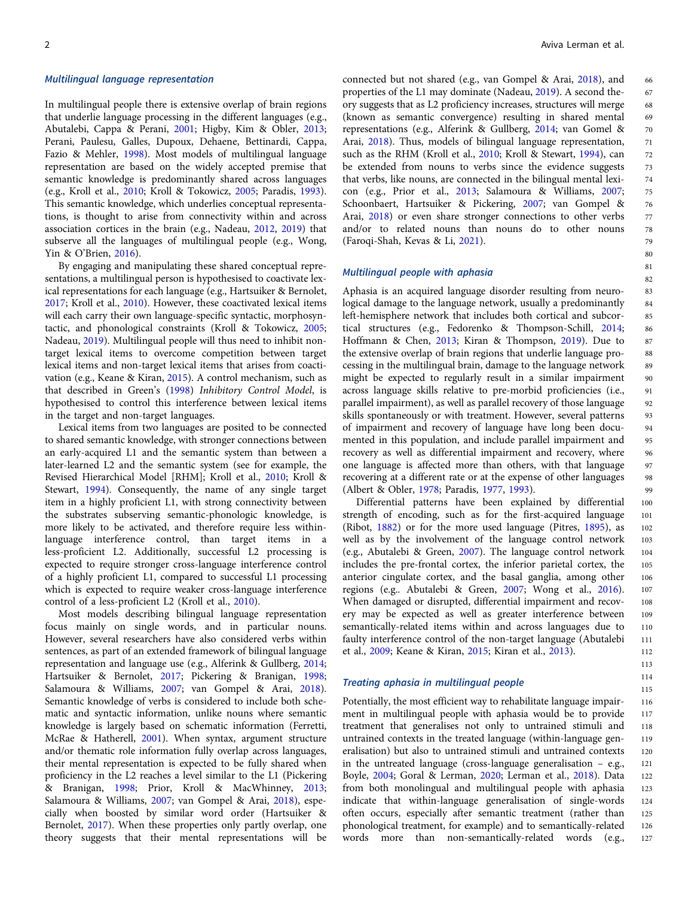### Multilingual language representation

In multilingual people there is extensive overlap of brain regions that underlie language processing in the different languages (e.g., Abutalebi, Cappa & Perani, 2001; Higby, Kim & Obler, 2013; Perani, Paulesu, Galles, Dupoux, Dehaene, Bettinardi, Cappa, Fazio & Mehler, 1998). Most models of multilingual language representation are based on the widely accepted premise that semantic knowledge is predominantly shared across languages (e.g., Kroll et al., 2010; Kroll & Tokowicz, 2005; Paradis, 1993). This semantic knowledge, which underlies conceptual representations, is thought to arise from connectivity within and across association cortices in the brain (e.g., Nadeau, 2012, 2019) that subserve all the languages of multilingual people (e.g., Wong, Yin & O'Brien, 2016).

By engaging and manipulating these shared conceptual representations, a multilingual person is hypothesised to coactivate lexical representations for each language (e.g., Hartsuiker & Bernolet, 2017; Kroll et al., 2010). However, these coactivated lexical items will each carry their own language-specific syntactic, morphosyntactic, and phonological constraints (Kroll & Tokowicz, 2005; Nadeau, 2019). Multilingual people will thus need to inhibit non-target lexical items to overcome competition between target lexical items and non-target lexical items that arises from coactivation (e.g., Keane & Kiran, 2015). A control mechanism, such as that described in Green's (1998) *Inhibitory Control Model*, is hypothesised to control this interference between lexical items in the target and non-target languages.

Lexical items from two languages are posited to be connected to shared semantic knowledge, with stronger connections between an early-acquired L1 and the semantic system than between a later-learned L2 and the semantic system (see for example, the Revised Hierarchical Model [RHM]; Kroll et al., 2010; Kroll & Stewart, 1994). Consequently, the name of any single target item in a highly proficient L1, with strong connectivity between the substrates subserving semantic-phonologic knowledge, is more likely to be activated, and therefore require less within-language interference control, than target items in a less-proficient L2. Additionally, successful L2 processing is expected to require stronger cross-language interference control of a highly proficient L1, compared to successful L1 processing which is expected to require weaker cross-language interference control of a less-proficient L2 (Kroll et al., 2010).

Most models describing bilingual language representation focus mainly on single words, and in particular nouns. However, several researchers have also considered verbs within sentences, as part of an extended framework of bilingual language representation and language use (e.g., Alferink & Gullberg, 2014; Hartsuiker & Bernolet, 2017; Pickering & Branigan, 1998; Salamoura & Williams, 2007; van Gompel & Arai, 2018). Semantic knowledge of verbs is considered to include both schematic and syntactic information, unlike nouns where semantic knowledge is largely based on schematic information (Ferretti, McRae & Hatherell, 2001). When syntax, argument structure and/or thematic role information fully overlap across languages, their mental representation is expected to be fully shared when proficiency in the L2 reaches a level similar to the L1 (Pickering & Branigan, 1998; Prior, Kroll & MacWhinney, 2013; Salamoura & Williams, 2007; van Gompel & Arai, 2018), especially when boosted by similar word order (Hartsuiker & Bernolet, 2017). When these properties only partly overlap, one theory suggests that their mental representations will be connected but not shared (e.g., van Gompel & Arai, 2018), and properties of the L1 may dominate (Nadeau, 2019). A second theory suggests that as L2 proficiency increases, structures will merge (known as semantic convergence) resulting in shared mental representations (e.g., Alferink & Gullberg, 2014; van Gomel & Arai, 2018). Thus, models of bilingual language representation, such as the RHM (Kroll et al., 2010; Kroll & Stewart, 1994), can be extended from nouns to verbs since the evidence suggests that verbs, like nouns, are connected in the bilingual mental lexicon (e.g., Prior et al., 2013; Salamoura & Williams, 2007; Schoonbaert, Hartsuiker & Pickering, 2007; van Gompel & Arai, 2018) or even share stronger connections to other verbs and/or to related nouns than nouns do to other nouns (Faroqi-Shah, Kevas & Li, 2021).

### Multilingual people with aphasia

Aphasia is an acquired language disorder resulting from neurological damage to the language network, usually a predominantly left-hemisphere network that includes both cortical and subcortical structures (e.g., Fedorenko & Thompson-Schill, 2014; Hoffmann & Chen, 2013; Kiran & Thompson, 2019). Due to the extensive overlap of brain regions that underlie language processing in the multilingual brain, damage to the language network might be expected to regularly result in a similar impairment across language skills relative to pre-morbid proficiencies (i.e., parallel impairment), as well as parallel recovery of those language skills spontaneously or with treatment. However, several patterns of impairment and recovery of language have long been documented in this population, and include parallel impairment and recovery as well as differential impairment and recovery, where one language is affected more than others, with that language recovering at a different rate or at the expense of other languages (Albert & Obler, 1978; Paradis, 1977, 1993).

Differential patterns have been explained by differential strength of encoding, such as for the first-acquired language (Ribot, 1882) or for the more used language (Pitres, 1895), as well as by the involvement of the language control network (e.g., Abutalebi & Green, 2007). The language control network includes the pre-frontal cortex, the inferior parietal cortex, the anterior cingulate cortex, and the basal ganglia, among other regions (e.g.. Abutalebi & Green, 2007; Wong et al., 2016). When damaged or disrupted, differential impairment and recovery may be expected as well as greater interference between semantically-related items within and across languages due to faulty interference control of the non-target language (Abutalebi et al., 2009; Keane & Kiran, 2015; Kiran et al., 2013).

### Treating aphasia in multilingual people

Potentially, the most efficient way to rehabilitate language impairment in multilingual people with aphasia would be to provide treatment that generalises not only to untrained stimuli and untrained contexts in the treated language (within-language generalisation) but also to untrained stimuli and untrained contexts in the untreated language (cross-language generalisation – e.g., Boyle, 2004; Goral & Lerman, 2020; Lerman et al., 2018). Data from both monolingual and multilingual people with aphasia indicate that within-language generalisation of single-words often occurs, especially after semantic treatment (rather than phonological treatment, for example) and to semantically-related words more than non-semantically-related words (e.g.,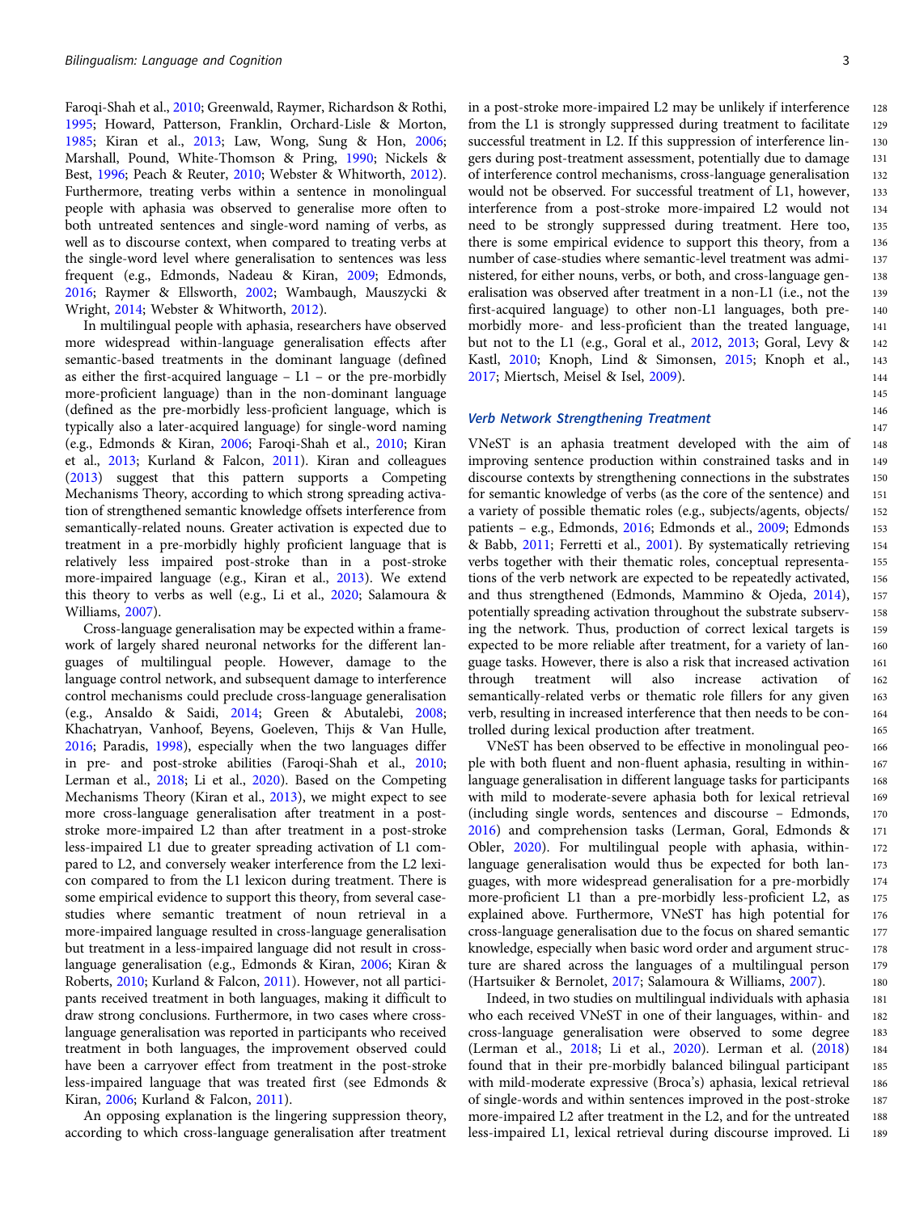Faroqi-Shah et al., 2010; Greenwald, Raymer, Richardson & Rothi, 1995; Howard, Patterson, Franklin, Orchard-Lisle & Morton, 1985; Kiran et al., 2013; Law, Wong, Sung & Hon, 2006; Marshall, Pound, White-Thomson & Pring, 1990; Nickels & Best, 1996; Peach & Reuter, 2010; Webster & Whitworth, 2012). Furthermore, treating verbs within a sentence in monolingual people with aphasia was observed to generalise more often to both untreated sentences and single-word naming of verbs, as well as to discourse context, when compared to treating verbs at the single-word level where generalisation to sentences was less frequent (e.g., Edmonds, Nadeau & Kiran, 2009; Edmonds, 2016; Raymer & Ellsworth, 2002; Wambaugh, Mauszycki & Wright, 2014; Webster & Whitworth, 2012).

In multilingual people with aphasia, researchers have observed more widespread within-language generalisation effects after semantic-based treatments in the dominant language (defined as either the first-acquired language – L1 – or the pre-morbidly more-proficient language) than in the non-dominant language (defined as the pre-morbidly less-proficient language, which is typically also a later-acquired language) for single-word naming (e.g., Edmonds & Kiran, 2006; Faroqi-Shah et al., 2010; Kiran et al., 2013; Kurland & Falcon, 2011). Kiran and colleagues (2013) suggest that this pattern supports a Competing Mechanisms Theory, according to which strong spreading activation of strengthened semantic knowledge offsets interference from semantically-related nouns. Greater activation is expected due to treatment in a pre-morbidly highly proficient language that is relatively less impaired post-stroke than in a post-stroke more-impaired language (e.g., Kiran et al., 2013). We extend this theory to verbs as well (e.g., Li et al., 2020; Salamoura & Williams, 2007).

Cross-language generalisation may be expected within a framework of largely shared neuronal networks for the different languages of multilingual people. However, damage to the language control network, and subsequent damage to interference control mechanisms could preclude cross-language generalisation (e.g., Ansaldo & Saidi, 2014; Green & Abutalebi, 2008; Khachatryan, Vanhoof, Beyens, Goeleven, Thijs & Van Hulle, 2016; Paradis, 1998), especially when the two languages differ in pre- and post-stroke abilities (Faroqi-Shah et al., 2010; Lerman et al., 2018; Li et al., 2020). Based on the Competing Mechanisms Theory (Kiran et al., 2013), we might expect to see more cross-language generalisation after treatment in a post-stroke more-impaired L2 than after treatment in a post-stroke less-impaired L1 due to greater spreading activation of L1 compared to L2, and conversely weaker interference from the L2 lexicon compared to from the L1 lexicon during treatment. There is some empirical evidence to support this theory, from several case-studies where semantic treatment of noun retrieval in a more-impaired language resulted in cross-language generalisation but treatment in a less-impaired language did not result in cross-language generalisation (e.g., Edmonds & Kiran, 2006; Kiran & Roberts, 2010; Kurland & Falcon, 2011). However, not all participants received treatment in both languages, making it difficult to draw strong conclusions. Furthermore, in two cases where cross-language generalisation was reported in participants who received treatment in both languages, the improvement observed could have been a carryover effect from treatment in the post-stroke less-impaired language that was treated first (see Edmonds & Kiran, 2006; Kurland & Falcon, 2011).

An opposing explanation is the lingering suppression theory, according to which cross-language generalisation after treatment in a post-stroke more-impaired L2 may be unlikely if interference from the L1 is strongly suppressed during treatment to facilitate successful treatment in L2. If this suppression of interference lingers during post-treatment assessment, potentially due to damage of interference control mechanisms, cross-language generalisation would not be observed. For successful treatment of L1, however, interference from a post-stroke more-impaired L2 would not need to be strongly suppressed during treatment. Here too, there is some empirical evidence to support this theory, from a number of case-studies where semantic-level treatment was administered, for either nouns, verbs, or both, and cross-language generalisation was observed after treatment in a non-L1 (i.e., not the first-acquired language) to other non-L1 languages, both pre-morbidly more- and less-proficient than the treated language, but not to the L1 (e.g., Goral et al., 2012, 2013; Goral, Levy & Kastl, 2010; Knoph, Lind & Simonsen, 2015; Knoph et al., 2017; Miertsch, Meisel & Isel, 2009).

### Verb Network Strengthening Treatment

VNeST is an aphasia treatment developed with the aim of improving sentence production within constrained tasks and in discourse contexts by strengthening connections in the substrates for semantic knowledge of verbs (as the core of the sentence) and a variety of possible thematic roles (e.g., subjects/agents, objects/patients – e.g., Edmonds, 2016; Edmonds et al., 2009; Edmonds & Babb, 2011; Ferretti et al., 2001). By systematically retrieving verbs together with their thematic roles, conceptual representations of the verb network are expected to be repeatedly activated, and thus strengthened (Edmonds, Mammino & Ojeda, 2014), potentially spreading activation throughout the substrate subserving the network. Thus, production of correct lexical targets is expected to be more reliable after treatment, for a variety of language tasks. However, there is also a risk that increased activation through treatment will also increase activation of semantically-related verbs or thematic role fillers for any given verb, resulting in increased interference that then needs to be controlled during lexical production after treatment.

VNeST has been observed to be effective in monolingual people with both fluent and non-fluent aphasia, resulting in within-language generalisation in different language tasks for participants with mild to moderate-severe aphasia both for lexical retrieval (including single words, sentences and discourse – Edmonds, 2016) and comprehension tasks (Lerman, Goral, Edmonds & Obler, 2020). For multilingual people with aphasia, within-language generalisation would thus be expected for both languages, with more widespread generalisation for a pre-morbidly more-proficient L1 than a pre-morbidly less-proficient L2, as explained above. Furthermore, VNeST has high potential for cross-language generalisation due to the focus on shared semantic knowledge, especially when basic word order and argument structure are shared across the languages of a multilingual person (Hartsuiker & Bernolet, 2017; Salamoura & Williams, 2007).

Indeed, in two studies on multilingual individuals with aphasia who each received VNeST in one of their languages, within- and cross-language generalisation were observed to some degree (Lerman et al., 2018; Li et al., 2020). Lerman et al. (2018) found that in their pre-morbidly balanced bilingual participant with mild-moderate expressive (Broca's) aphasia, lexical retrieval of single-words and within sentences improved in the post-stroke more-impaired L2 after treatment in the L2, and for the untreated less-impaired L1, lexical retrieval during discourse improved. Li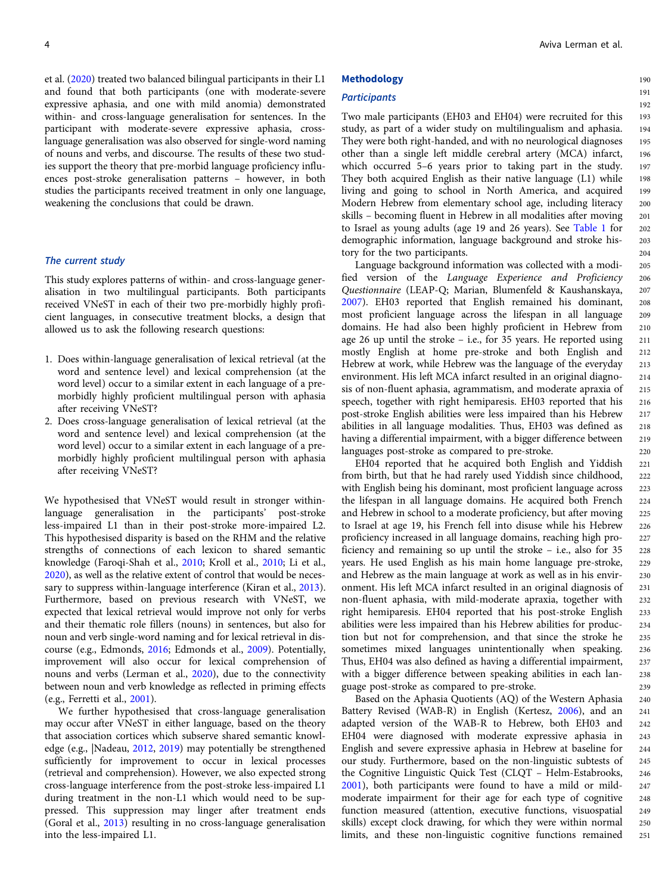et al. (2020) treated two balanced bilingual participants in their L1 and found that both participants (one with moderate-severe expressive aphasia, and one with mild anomia) demonstrated within- and cross-language generalisation for sentences. In the participant with moderate-severe expressive aphasia, cross-language generalisation was also observed for single-word naming of nouns and verbs, and discourse. The results of these two studies support the theory that pre-morbid language proficiency influences post-stroke generalisation patterns – however, in both studies the participants received treatment in only one language, weakening the conclusions that could be drawn.

### The current study

This study explores patterns of within- and cross-language generalisation in two multilingual participants. Both participants received VNeST in each of their two pre-morbidly highly proficient languages, in consecutive treatment blocks, a design that allowed us to ask the following research questions:

1. Does within-language generalisation of lexical retrieval (at the word and sentence level) and lexical comprehension (at the word level) occur to a similar extent in each language of a pre-morbidly highly proficient multilingual person with aphasia after receiving VNeST?
2. Does cross-language generalisation of lexical retrieval (at the word and sentence level) and lexical comprehension (at the word level) occur to a similar extent in each language of a pre-morbidly highly proficient multilingual person with aphasia after receiving VNeST?

We hypothesised that VNeST would result in stronger within-language generalisation in the participants' post-stroke less-impaired L1 than in their post-stroke more-impaired L2. This hypothesised disparity is based on the RHM and the relative strengths of connections of each lexicon to shared semantic knowledge (Faroqi-Shah et al., 2010; Kroll et al., 2010; Li et al., 2020), as well as the relative extent of control that would be necessary to suppress within-language interference (Kiran et al., 2013). Furthermore, based on previous research with VNeST, we expected that lexical retrieval would improve not only for verbs and their thematic role fillers (nouns) in sentences, but also for noun and verb single-word naming and for lexical retrieval in discourse (e.g., Edmonds, 2016; Edmonds et al., 2009). Potentially, improvement will also occur for lexical comprehension of nouns and verbs (Lerman et al., 2020), due to the connectivity between noun and verb knowledge as reflected in priming effects (e.g., Ferretti et al., 2001).

We further hypothesised that cross-language generalisation may occur after VNeST in either language, based on the theory that association cortices which subserve shared semantic knowledge (e.g., |Nadeau, 2012, 2019) may potentially be strengthened sufficiently for improvement to occur in lexical processes (retrieval and comprehension). However, we also expected strong cross-language interference from the post-stroke less-impaired L1 during treatment in the non-L1 which would need to be suppressed. This suppression may linger after treatment ends (Goral et al., 2013) resulting in no cross-language generalisation into the less-impaired L1.

## Methodology

### Participants

Two male participants (EH03 and EH04) were recruited for this study, as part of a wider study on multilingualism and aphasia. They were both right-handed, and with no neurological diagnoses other than a single left middle cerebral artery (MCA) infarct, which occurred 5–6 years prior to taking part in the study. They both acquired English as their native language (L1) while living and going to school in North America, and acquired Modern Hebrew from elementary school age, including literacy skills – becoming fluent in Hebrew in all modalities after moving to Israel as young adults (age 19 and 26 years). See Table 1 for demographic information, language background and stroke history for the two participants.

Language background information was collected with a modified version of the *Language Experience and Proficiency Questionnaire* (LEAP-Q; Marian, Blumenfeld & Kaushanskaya, 2007). EH03 reported that English remained his dominant, most proficient language across the lifespan in all language domains. He had also been highly proficient in Hebrew from age 26 up until the stroke – i.e., for 35 years. He reported using mostly English at home pre-stroke and both English and Hebrew at work, while Hebrew was the language of the everyday environment. His left MCA infarct resulted in an original diagnosis of non-fluent aphasia, agrammatism, and moderate apraxia of speech, together with right hemiparesis. EH03 reported that his post-stroke English abilities were less impaired than his Hebrew abilities in all language modalities. Thus, EH03 was defined as having a differential impairment, with a bigger difference between languages post-stroke as compared to pre-stroke.

EH04 reported that he acquired both English and Yiddish from birth, but that he had rarely used Yiddish since childhood, with English being his dominant, most proficient language across the lifespan in all language domains. He acquired both French and Hebrew in school to a moderate proficiency, but after moving to Israel at age 19, his French fell into disuse while his Hebrew proficiency increased in all language domains, reaching high proficiency and remaining so up until the stroke – i.e., also for 35 years. He used English as his main home language pre-stroke, and Hebrew as the main language at work as well as in his environment. His left MCA infarct resulted in an original diagnosis of non-fluent aphasia, with mild-moderate apraxia, together with right hemiparesis. EH04 reported that his post-stroke English abilities were less impaired than his Hebrew abilities for production but not for comprehension, and that since the stroke he sometimes mixed languages unintentionally when speaking. Thus, EH04 was also defined as having a differential impairment, with a bigger difference between speaking abilities in each language post-stroke as compared to pre-stroke.

Based on the Aphasia Quotients (AQ) of the Western Aphasia Battery Revised (WAB-R) in English (Kertesz, 2006), and an adapted version of the WAB-R to Hebrew, both EH03 and EH04 were diagnosed with moderate expressive aphasia in English and severe expressive aphasia in Hebrew at baseline for our study. Furthermore, based on the non-linguistic subtests of the Cognitive Linguistic Quick Test (CLQT – Helm-Estabrooks, 2001), both participants were found to have a mild or mild-moderate impairment for their age for each type of cognitive function measured (attention, executive functions, visuospatial skills) except clock drawing, for which they were within normal limits, and these non-linguistic cognitive functions remained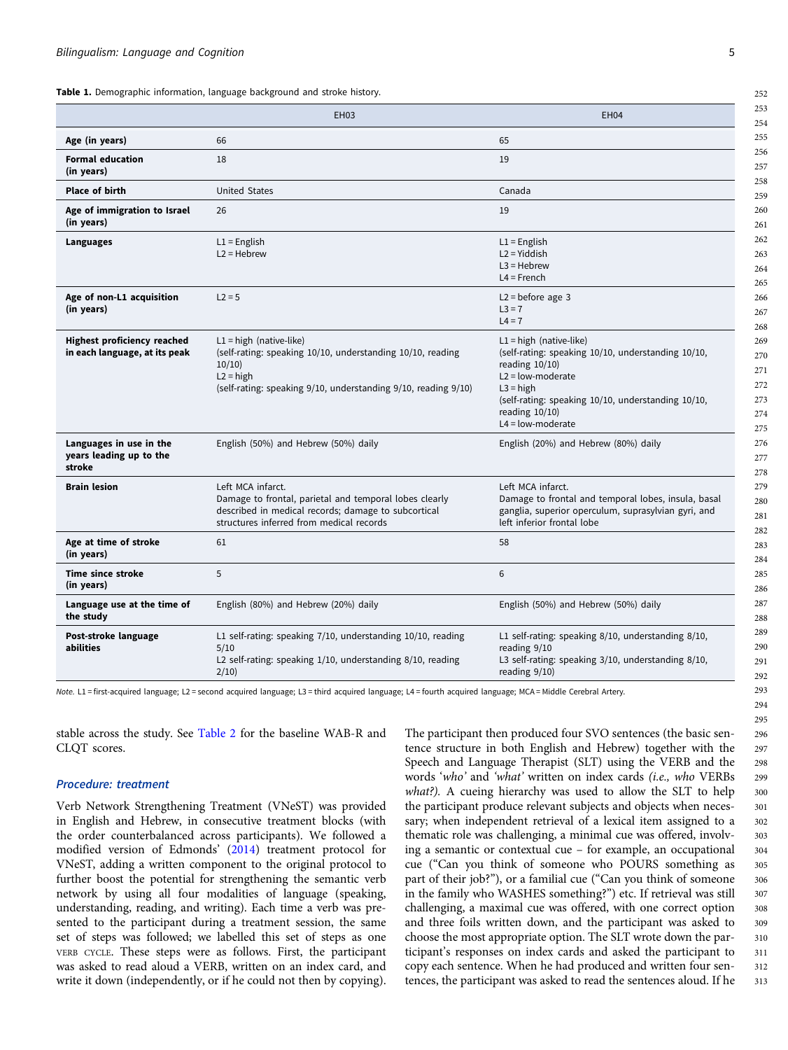**Table 1.** Demographic information, language background and stroke history.

| | EH03 | EH04 |
|---|---|---|
| **Age (in years)** | 66 | 65 |
| **Formal education (in years)** | 18 | 19 |
| **Place of birth** | United States | Canada |
| **Age of immigration to Israel (in years)** | 26 | 19 |
| **Languages** | L1 = English<br>L2 = Hebrew | L1 = English<br>L2 = Yiddish<br>L3 = Hebrew<br>L4 = French |
| **Age of non-L1 acquisition (in years)** | L2 = 5 | L2 = before age 3<br>L3 = 7<br>L4 = 7 |
| **Highest proficiency reached in each language, at its peak** | L1 = high (native-like)<br>(self-rating: speaking 10/10, understanding 10/10, reading 10/10)<br>L2 = high<br>(self-rating: speaking 9/10, understanding 9/10, reading 9/10) | L1 = high (native-like)<br>(self-rating: speaking 10/10, understanding 10/10, reading 10/10)<br>L2 = low-moderate<br>L3 = high<br>(self-rating: speaking 10/10, understanding 10/10, reading 10/10)<br>L4 = low-moderate |
| **Languages in use in the years leading up to the stroke** | English (50%) and Hebrew (50%) daily | English (20%) and Hebrew (80%) daily |
| **Brain lesion** | Left MCA infarct.<br>Damage to frontal, parietal and temporal lobes clearly described in medical records; damage to subcortical structures inferred from medical records | Left MCA infarct.<br>Damage to frontal and temporal lobes, insula, basal ganglia, superior operculum, suprasylvian gyri, and left inferior frontal lobe |
| **Age at time of stroke (in years)** | 61 | 58 |
| **Time since stroke (in years)** | 5 | 6 |
| **Language use at the time of the study** | English (80%) and Hebrew (20%) daily | English (50%) and Hebrew (50%) daily |
| **Post-stroke language abilities** | L1 self-rating: speaking 7/10, understanding 10/10, reading 5/10<br>L2 self-rating: speaking 1/10, understanding 8/10, reading 2/10) | L1 self-rating: speaking 8/10, understanding 8/10, reading 9/10<br>L3 self-rating: speaking 3/10, understanding 8/10, reading 9/10) |

*Note.* L1 = first-acquired language; L2 = second acquired language; L3 = third acquired language; L4 = fourth acquired language; MCA = Middle Cerebral Artery.

stable across the study. See Table 2 for the baseline WAB-R and CLQT scores.

### *Procedure: treatment*

Verb Network Strengthening Treatment (VNeST) was provided in English and Hebrew, in consecutive treatment blocks (with the order counterbalanced across participants). We followed a modified version of Edmonds' (2014) treatment protocol for VNeST, adding a written component to the original protocol to further boost the potential for strengthening the semantic verb network by using all four modalities of language (speaking, understanding, reading, and writing). Each time a verb was presented to the participant during a treatment session, the same set of steps was followed; we labelled this set of steps as one VERB CYCLE. These steps were as follows. First, the participant was asked to read aloud a VERB, written on an index card, and write it down (independently, or if he could not then by copying). The participant then produced four SVO sentences (the basic sentence structure in both English and Hebrew) together with the Speech and Language Therapist (SLT) using the VERB and the words '*who*' and '*what*' written on index cards *(i.e., who* VERBs *what?).* A cueing hierarchy was used to allow the SLT to help the participant produce relevant subjects and objects when necessary; when independent retrieval of a lexical item assigned to a thematic role was challenging, a minimal cue was offered, involving a semantic or contextual cue – for example, an occupational cue ("Can you think of someone who POURS something as part of their job?"), or a familial cue ("Can you think of someone in the family who WASHES something?") etc. If retrieval was still challenging, a maximal cue was offered, with one correct option and three foils written down, and the participant was asked to choose the most appropriate option. The SLT wrote down the participant's responses on index cards and asked the participant to copy each sentence. When he had produced and written four sentences, the participant was asked to read the sentences aloud. If he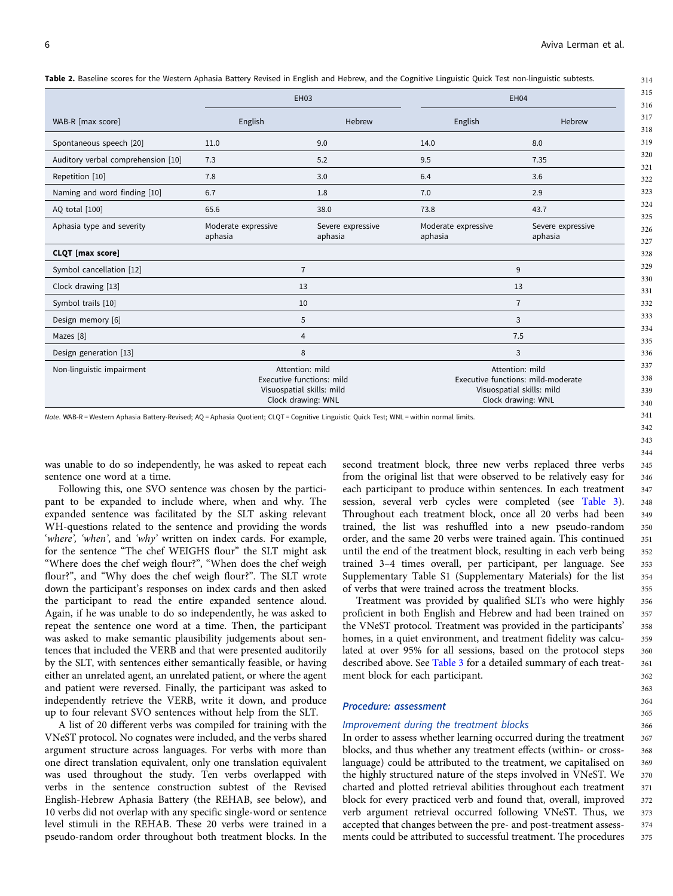**Table 2.** Baseline scores for the Western Aphasia Battery Revised in English and Hebrew, and the Cognitive Linguistic Quick Test non-linguistic subtests.

| | EH03 | | EH04 | |
|---|---|---|---|---|
| WAB-R [max score] | English | Hebrew | English | Hebrew |
| Spontaneous speech [20] | 11.0 | 9.0 | 14.0 | 8.0 |
| Auditory verbal comprehension [10] | 7.3 | 5.2 | 9.5 | 7.35 |
| Repetition [10] | 7.8 | 3.0 | 6.4 | 3.6 |
| Naming and word finding [10] | 6.7 | 1.8 | 7.0 | 2.9 |
| AQ total [100] | 65.6 | 38.0 | 73.8 | 43.7 |
| Aphasia type and severity | Moderate expressive aphasia | Severe expressive aphasia | Moderate expressive aphasia | Severe expressive aphasia |
| **CLQT [max score]** | | | | |
| Symbol cancellation [12] | 7 | | 9 | |
| Clock drawing [13] | 13 | | 13 | |
| Symbol trails [10] | 10 | | 7 | |
| Design memory [6] | 5 | | 3 | |
| Mazes [8] | 4 | | 7.5 | |
| Design generation [13] | 8 | | 3 | |
| Non-linguistic impairment | Attention: mild<br>Executive functions: mild<br>Visuospatial skills: mild<br>Clock drawing: WNL | | Attention: mild<br>Executive functions: mild-moderate<br>Visuospatial skills: mild<br>Clock drawing: WNL | |

*Note*. WAB-R = Western Aphasia Battery-Revised; AQ = Aphasia Quotient; CLQT = Cognitive Linguistic Quick Test; WNL = within normal limits.

was unable to do so independently, he was asked to repeat each sentence one word at a time.

Following this, one SVO sentence was chosen by the participant to be expanded to include where, when and why. The expanded sentence was facilitated by the SLT asking relevant WH-questions related to the sentence and providing the words '*where*', '*when*', and '*why*' written on index cards. For example, for the sentence "The chef WEIGHS flour" the SLT might ask "Where does the chef weigh flour?", "When does the chef weigh flour?", and "Why does the chef weigh flour?". The SLT wrote down the participant's responses on index cards and then asked the participant to read the entire expanded sentence aloud. Again, if he was unable to do so independently, he was asked to repeat the sentence one word at a time. Then, the participant was asked to make semantic plausibility judgements about sentences that included the VERB and that were presented auditorily by the SLT, with sentences either semantically feasible, or having either an unrelated agent, an unrelated patient, or where the agent and patient were reversed. Finally, the participant was asked to independently retrieve the VERB, write it down, and produce up to four relevant SVO sentences without help from the SLT.

A list of 20 different verbs was compiled for training with the VNeST protocol. No cognates were included, and the verbs shared argument structure across languages. For verbs with more than one direct translation equivalent, only one translation equivalent was used throughout the study. Ten verbs overlapped with verbs in the sentence construction subtest of the Revised English-Hebrew Aphasia Battery (the REHAB, see below), and 10 verbs did not overlap with any specific single-word or sentence level stimuli in the REHAB. These 20 verbs were trained in a pseudo-random order throughout both treatment blocks. In the second treatment block, three new verbs replaced three verbs from the original list that were observed to be relatively easy for each participant to produce within sentences. In each treatment session, several verb cycles were completed (see Table 3). Throughout each treatment block, once all 20 verbs had been trained, the list was reshuffled into a new pseudo-random order, and the same 20 verbs were trained again. This continued until the end of the treatment block, resulting in each verb being trained 3–4 times overall, per participant, per language. See Supplementary Table S1 (Supplementary Materials) for the list of verbs that were trained across the treatment blocks.

Treatment was provided by qualified SLTs who were highly proficient in both English and Hebrew and had been trained on the VNeST protocol. Treatment was provided in the participants' homes, in a quiet environment, and treatment fidelity was calculated at over 95% for all sessions, based on the protocol steps described above. See Table 3 for a detailed summary of each treatment block for each participant.

## Procedure: assessment

### Improvement during the treatment blocks

In order to assess whether learning occurred during the treatment blocks, and thus whether any treatment effects (within- or cross-language) could be attributed to the treatment, we capitalised on the highly structured nature of the steps involved in VNeST. We charted and plotted retrieval abilities throughout each treatment block for every practiced verb and found that, overall, improved verb argument retrieval occurred following VNeST. Thus, we accepted that changes between the pre- and post-treatment assessments could be attributed to successful treatment. The procedures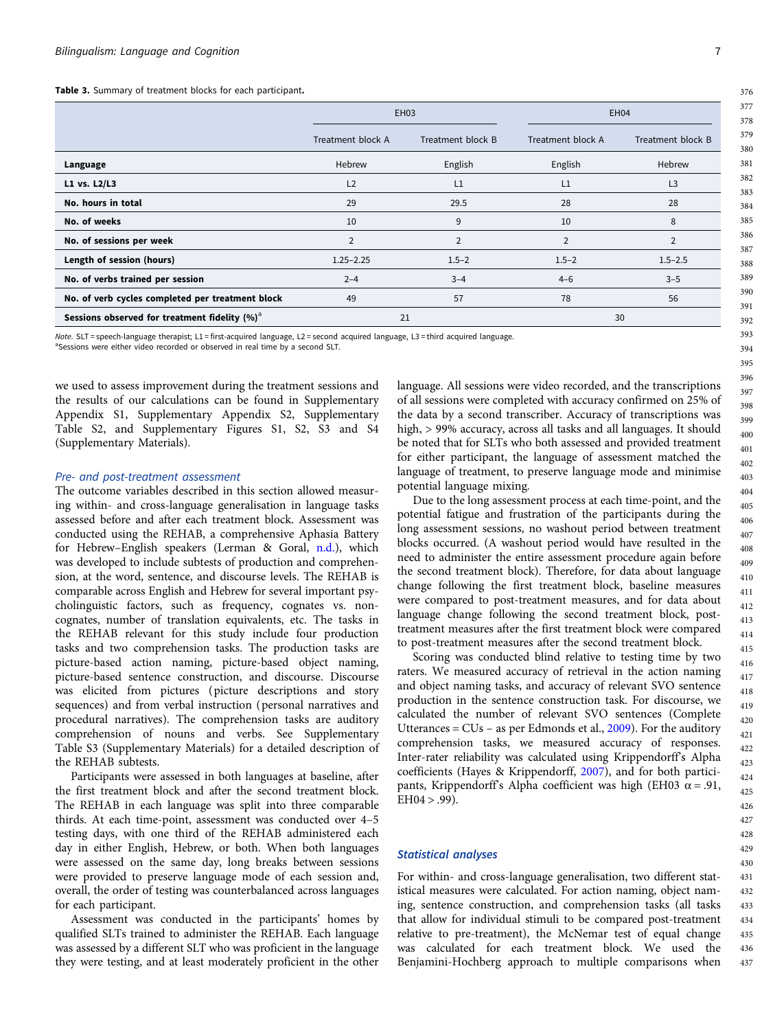**Table 3.** Summary of treatment blocks for each participant.

| | EH03 | | EH04 | |
|---|---|---|---|---|
| | Treatment block A | Treatment block B | Treatment block A | Treatment block B |
| **Language** | Hebrew | English | English | Hebrew |
| **L1 vs. L2/L3** | L2 | L1 | L1 | L3 |
| **No. hours in total** | 29 | 29.5 | 28 | 28 |
| **No. of weeks** | 10 | 9 | 10 | 8 |
| **No. of sessions per week** | 2 | 2 | 2 | 2 |
| **Length of session (hours)** | 1.25–2.25 | 1.5–2 | 1.5–2 | 1.5–2.5 |
| **No. of verbs trained per session** | 2–4 | 3–4 | 4–6 | 3–5 |
| **No. of verb cycles completed per treatment block** | 49 | 57 | 78 | 56 |
| **Sessions observed for treatment fidelity (%)**[a] | 21 | | 30 | |

*Note.* SLT = speech-language therapist; L1 = first-acquired language, L2 = second acquired language, L3 = third acquired language.
[a]Sessions were either video recorded or observed in real time by a second SLT.

we used to assess improvement during the treatment sessions and the results of our calculations can be found in Supplementary Appendix S1, Supplementary Appendix S2, Supplementary Table S2, and Supplementary Figures S1, S2, S3 and S4 (Supplementary Materials).

### *Pre- and post-treatment assessment*

The outcome variables described in this section allowed measuring within- and cross-language generalisation in language tasks assessed before and after each treatment block. Assessment was conducted using the REHAB, a comprehensive Aphasia Battery for Hebrew–English speakers (Lerman & Goral, n.d.), which was developed to include subtests of production and comprehension, at the word, sentence, and discourse levels. The REHAB is comparable across English and Hebrew for several important psycholinguistic factors, such as frequency, cognates vs. non-cognates, number of translation equivalents, etc. The tasks in the REHAB relevant for this study include four production tasks and two comprehension tasks. The production tasks are picture-based action naming, picture-based object naming, picture-based sentence construction, and discourse. Discourse was elicited from pictures (picture descriptions and story sequences) and from verbal instruction (personal narratives and procedural narratives). The comprehension tasks are auditory comprehension of nouns and verbs. See Supplementary Table S3 (Supplementary Materials) for a detailed description of the REHAB subtests.

Participants were assessed in both languages at baseline, after the first treatment block and after the second treatment block. The REHAB in each language was split into three comparable thirds. At each time-point, assessment was conducted over 4–5 testing days, with one third of the REHAB administered each day in either English, Hebrew, or both. When both languages were assessed on the same day, long breaks between sessions were provided to preserve language mode of each session and, overall, the order of testing was counterbalanced across languages for each participant.

Assessment was conducted in the participants' homes by qualified SLTs trained to administer the REHAB. Each language was assessed by a different SLT who was proficient in the language they were testing, and at least moderately proficient in the other language. All sessions were video recorded, and the transcriptions of all sessions were completed with accuracy confirmed on 25% of the data by a second transcriber. Accuracy of transcriptions was high, > 99% accuracy, across all tasks and all languages. It should be noted that for SLTs who both assessed and provided treatment for either participant, the language of assessment matched the language of treatment, to preserve language mode and minimise potential language mixing.

Due to the long assessment process at each time-point, and the potential fatigue and frustration of the participants during the long assessment sessions, no washout period between treatment blocks occurred. (A washout period would have resulted in the need to administer the entire assessment procedure again before the second treatment block). Therefore, for data about language change following the first treatment block, baseline measures were compared to post-treatment measures, and for data about language change following the second treatment block, post-treatment measures after the first treatment block were compared to post-treatment measures after the second treatment block.

Scoring was conducted blind relative to testing time by two raters. We measured accuracy of retrieval in the action naming and object naming tasks, and accuracy of relevant SVO sentence production in the sentence construction task. For discourse, we calculated the number of relevant SVO sentences (Complete Utterances = CUs – as per Edmonds et al., 2009). For the auditory comprehension tasks, we measured accuracy of responses. Inter-rater reliability was calculated using Krippendorff's Alpha coefficients (Hayes & Krippendorff, 2007), and for both participants, Krippendorff's Alpha coefficient was high (EH03 $\alpha = .91$, EH04 > .99).

## *Statistical analyses*

For within- and cross-language generalisation, two different statistical measures were calculated. For action naming, object naming, sentence construction, and comprehension tasks (all tasks that allow for individual stimuli to be compared post-treatment relative to pre-treatment), the McNemar test of equal change was calculated for each treatment block. We used the Benjamini-Hochberg approach to multiple comparisons when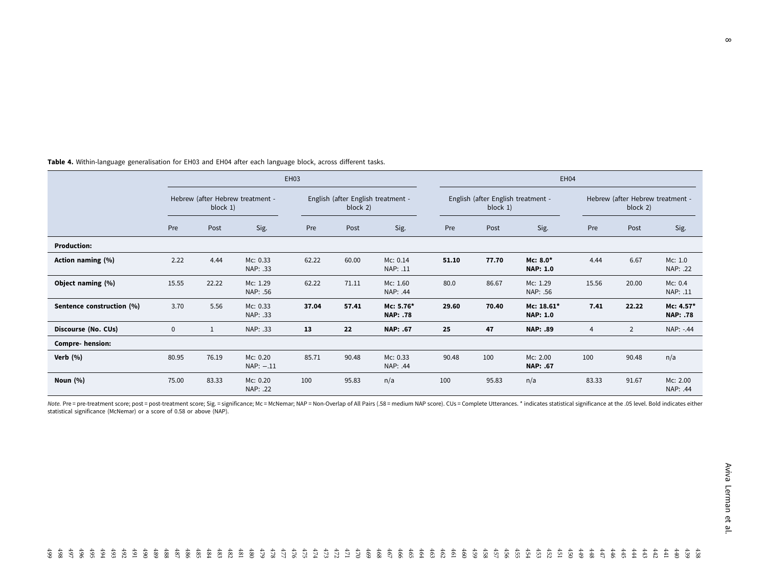**Table 4.** Within-language generalisation for EH03 and EH04 after each language block, across different tasks.

| | EH03 | | | | | | EH04 | | | | | |
|---|---|---|---|---|---|---|---|---|---|---|---|---|
| | Hebrew (after Hebrew treatment - block 1) | | | English (after English treatment - block 2) | | | English (after English treatment - block 1) | | | Hebrew (after Hebrew treatment - block 2) | | |
| | Pre | Post | Sig. | Pre | Post | Sig. | Pre | Post | Sig. | Pre | Post | Sig. |
| **Production:** | | | | | | | | | | | | |
| **Action naming (%)** | 2.22 | 4.44 | Mc: 0.33 NAP: .33 | 62.22 | 60.00 | Mc: 0.14 NAP: .11 | **51.10** | **77.70** | **Mc: 8.0* NAP: 1.0** | 4.44 | 6.67 | Mc: 1.0 NAP: .22 |
| **Object naming (%)** | 15.55 | 22.22 | Mc: 1.29 NAP: .56 | 62.22 | 71.11 | Mc: 1.60 NAP: .44 | 80.0 | 86.67 | Mc: 1.29 NAP: .56 | 15.56 | 20.00 | Mc: 0.4 NAP: .11 |
| **Sentence construction (%)** | 3.70 | 5.56 | Mc: 0.33 NAP: .33 | **37.04** | **57.41** | **Mc: 5.76* NAP: .78** | **29.60** | **70.40** | **Mc: 18.61* NAP: 1.0** | **7.41** | **22.22** | **Mc: 4.57* NAP: .78** |
| **Discourse (No. CUs)** | 0 | 1 | NAP: .33 | **13** | **22** | **NAP: .67** | **25** | **47** | **NAP: .89** | 4 | 2 | NAP: -.44 |
| **Compre- hension:** | | | | | | | | | | | | |
| **Verb (%)** | 80.95 | 76.19 | Mc: 0.20 NAP: −.11 | 85.71 | 90.48 | Mc: 0.33 NAP: .44 | 90.48 | 100 | Mc: 2.00 **NAP: .67** | 100 | 90.48 | n/a |
| **Noun (%)** | 75.00 | 83.33 | Mc: 0.20 NAP: .22 | 100 | 95.83 | n/a | 100 | 95.83 | n/a | 83.33 | 91.67 | Mc: 2.00 NAP: .44 |

*Note.* Pre = pre-treatment score; post = post-treatment score; Sig. = significance; Mc = McNemar; NAP = Non-Overlap of All Pairs (.58 = medium NAP score). CUs = Complete Utterances. * indicates statistical significance at the .05 level. Bold indicates either statistical significance (McNemar) or a score of 0.58 or above (NAP).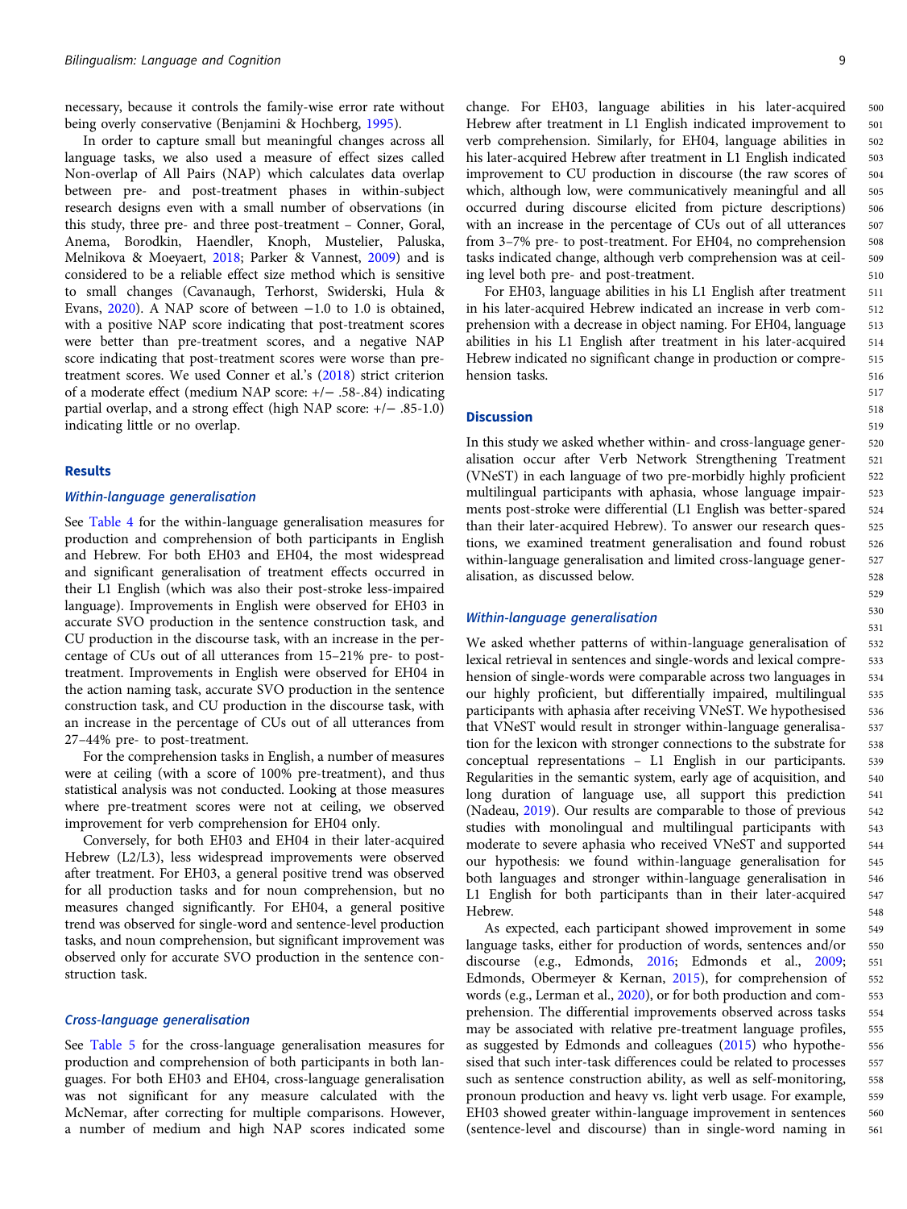necessary, because it controls the family-wise error rate without being overly conservative (Benjamini & Hochberg, 1995).

In order to capture small but meaningful changes across all language tasks, we also used a measure of effect sizes called Non-overlap of All Pairs (NAP) which calculates data overlap between pre- and post-treatment phases in within-subject research designs even with a small number of observations (in this study, three pre- and three post-treatment – Conner, Goral, Anema, Borodkin, Haendler, Knoph, Mustelier, Paluska, Melnikova & Moeyaert, 2018; Parker & Vannest, 2009) and is considered to be a reliable effect size method which is sensitive to small changes (Cavanaugh, Terhorst, Swiderski, Hula & Evans, 2020). A NAP score of between −1.0 to 1.0 is obtained, with a positive NAP score indicating that post-treatment scores were better than pre-treatment scores, and a negative NAP score indicating that post-treatment scores were worse than pre-treatment scores. We used Conner et al.'s (2018) strict criterion of a moderate effect (medium NAP score: +/− .58-.84) indicating partial overlap, and a strong effect (high NAP score: +/− .85-1.0) indicating little or no overlap.

## Results

### Within-language generalisation

See Table 4 for the within-language generalisation measures for production and comprehension of both participants in English and Hebrew. For both EH03 and EH04, the most widespread and significant generalisation of treatment effects occurred in their L1 English (which was also their post-stroke less-impaired language). Improvements in English were observed for EH03 in accurate SVO production in the sentence construction task, and CU production in the discourse task, with an increase in the percentage of CUs out of all utterances from 15–21% pre- to post-treatment. Improvements in English were observed for EH04 in the action naming task, accurate SVO production in the sentence construction task, and CU production in the discourse task, with an increase in the percentage of CUs out of all utterances from 27–44% pre- to post-treatment.

For the comprehension tasks in English, a number of measures were at ceiling (with a score of 100% pre-treatment), and thus statistical analysis was not conducted. Looking at those measures where pre-treatment scores were not at ceiling, we observed improvement for verb comprehension for EH04 only.

Conversely, for both EH03 and EH04 in their later-acquired Hebrew (L2/L3), less widespread improvements were observed after treatment. For EH03, a general positive trend was observed for all production tasks and for noun comprehension, but no measures changed significantly. For EH04, a general positive trend was observed for single-word and sentence-level production tasks, and noun comprehension, but significant improvement was observed only for accurate SVO production in the sentence construction task.

### Cross-language generalisation

See Table 5 for the cross-language generalisation measures for production and comprehension of both participants in both languages. For both EH03 and EH04, cross-language generalisation was not significant for any measure calculated with the McNemar, after correcting for multiple comparisons. However, a number of medium and high NAP scores indicated some change. For EH03, language abilities in his later-acquired Hebrew after treatment in L1 English indicated improvement to verb comprehension. Similarly, for EH04, language abilities in his later-acquired Hebrew after treatment in L1 English indicated improvement to CU production in discourse (the raw scores of which, although low, were communicatively meaningful and all occurred during discourse elicited from picture descriptions) with an increase in the percentage of CUs out of all utterances from 3–7% pre- to post-treatment. For EH04, no comprehension tasks indicated change, although verb comprehension was at ceiling level both pre- and post-treatment.

For EH03, language abilities in his L1 English after treatment in his later-acquired Hebrew indicated an increase in verb comprehension with a decrease in object naming. For EH04, language abilities in his L1 English after treatment in his later-acquired Hebrew indicated no significant change in production or comprehension tasks.

## Discussion

In this study we asked whether within- and cross-language generalisation occur after Verb Network Strengthening Treatment (VNeST) in each language of two pre-morbidly highly proficient multilingual participants with aphasia, whose language impairments post-stroke were differential (L1 English was better-spared than their later-acquired Hebrew). To answer our research questions, we examined treatment generalisation and found robust within-language generalisation and limited cross-language generalisation, as discussed below.

### Within-language generalisation

We asked whether patterns of within-language generalisation of lexical retrieval in sentences and single-words and lexical comprehension of single-words were comparable across two languages in our highly proficient, but differentially impaired, multilingual participants with aphasia after receiving VNeST. We hypothesised that VNeST would result in stronger within-language generalisation for the lexicon with stronger connections to the substrate for conceptual representations – L1 English in our participants. Regularities in the semantic system, early age of acquisition, and long duration of language use, all support this prediction (Nadeau, 2019). Our results are comparable to those of previous studies with monolingual and multilingual participants with moderate to severe aphasia who received VNeST and supported our hypothesis: we found within-language generalisation for both languages and stronger within-language generalisation in L1 English for both participants than in their later-acquired Hebrew.

As expected, each participant showed improvement in some language tasks, either for production of words, sentences and/or discourse (e.g., Edmonds, 2016; Edmonds et al., 2009; Edmonds, Obermeyer & Kernan, 2015), for comprehension of words (e.g., Lerman et al., 2020), or for both production and comprehension. The differential improvements observed across tasks may be associated with relative pre-treatment language profiles, as suggested by Edmonds and colleagues (2015) who hypothesised that such inter-task differences could be related to processes such as sentence construction ability, as well as self-monitoring, pronoun production and heavy vs. light verb usage. For example, EH03 showed greater within-language improvement in sentences (sentence-level and discourse) than in single-word naming in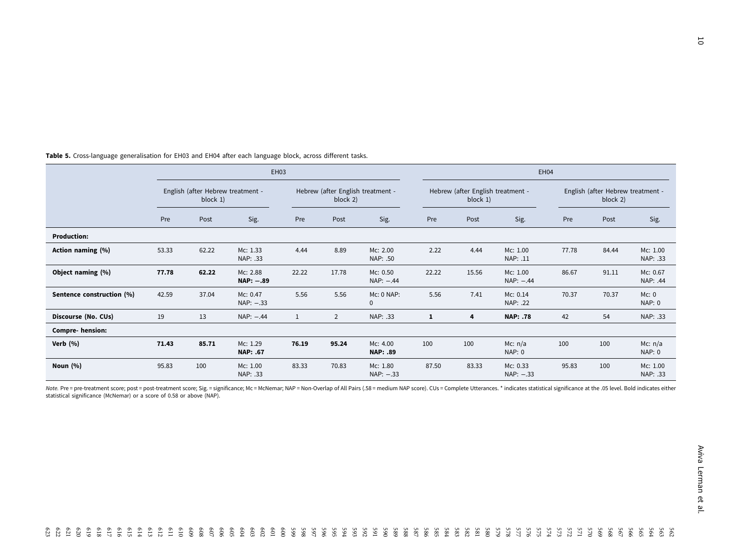**Table 5.** Cross-language generalisation for EH03 and EH04 after each language block, across different tasks.

| | EH03 | | | | | | EH04 | | | | | |
|---|---|---|---|---|---|---|---|---|---|---|---|---|
| | English (after Hebrew treatment - block 1) | | | Hebrew (after English treatment - block 2) | | | Hebrew (after English treatment - block 1) | | | English (after Hebrew treatment - block 2) | | |
| | Pre | Post | Sig. | Pre | Post | Sig. | Pre | Post | Sig. | Pre | Post | Sig. |
| **Production:** | | | | | | | | | | | | |
| **Action naming (%)** | 53.33 | 62.22 | Mc: 1.33 NAP: .33 | 4.44 | 8.89 | Mc: 2.00 NAP: .50 | 2.22 | 4.44 | Mc: 1.00 NAP: .11 | 77.78 | 84.44 | Mc: 1.00 NAP: .33 |
| **Object naming (%)** | **77.78** | **62.22** | Mc: 2.88 **NAP: −.89** | 22.22 | 17.78 | Mc: 0.50 NAP: −.44 | 22.22 | 15.56 | Mc: 1.00 NAP: −.44 | 86.67 | 91.11 | Mc: 0.67 NAP: .44 |
| **Sentence construction (%)** | 42.59 | 37.04 | Mc: 0.47 NAP: −.33 | 5.56 | 5.56 | Mc: 0 NAP: 0 | 5.56 | 7.41 | Mc: 0.14 NAP: .22 | 70.37 | 70.37 | Mc: 0 NAP: 0 |
| **Discourse (No. CUs)** | 19 | 13 | NAP: −.44 | 1 | 2 | NAP: .33 | **1** | **4** | **NAP: .78** | 42 | 54 | NAP: .33 |
| **Compre- hension:** | | | | | | | | | | | | |
| **Verb (%)** | **71.43** | **85.71** | Mc: 1.29 **NAP: .67** | **76.19** | **95.24** | Mc: 4.00 **NAP: .89** | 100 | 100 | Mc: n/a NAP: 0 | 100 | 100 | Mc: n/a NAP: 0 |
| **Noun (%)** | 95.83 | 100 | Mc: 1.00 NAP: .33 | 83.33 | 70.83 | Mc: 1.80 NAP: −.33 | 87.50 | 83.33 | Mc: 0.33 NAP: −.33 | 95.83 | 100 | Mc: 1.00 NAP: .33 |

*Note.* Pre = pre-treatment score; post = post-treatment score; Sig. = significance; Mc = McNemar; NAP = Non-Overlap of All Pairs (.58 = medium NAP score). CUs = Complete Utterances. * indicates statistical significance at the .05 level. Bold indicates either statistical significance (McNemar) or a score of 0.58 or above (NAP).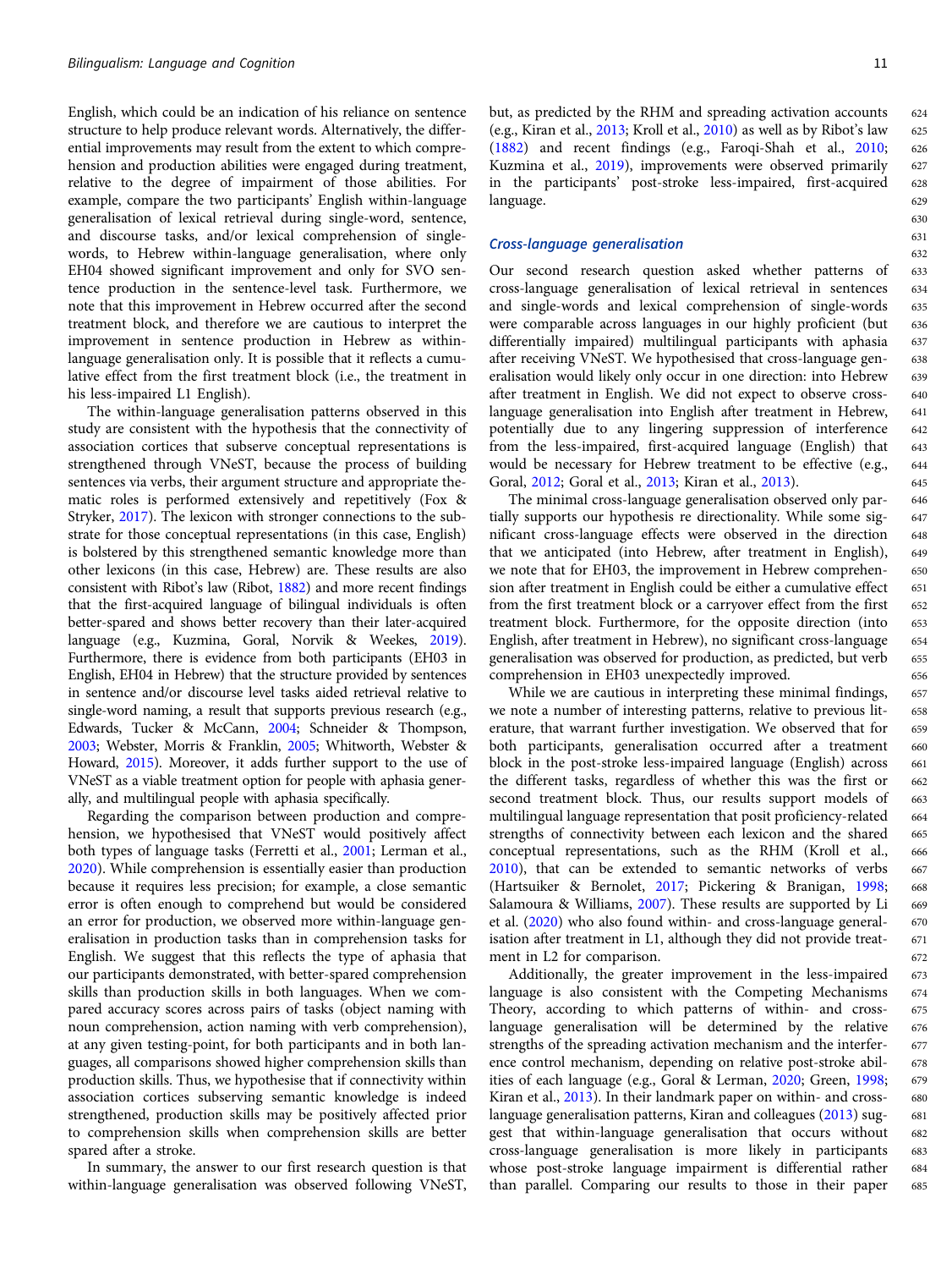English, which could be an indication of his reliance on sentence structure to help produce relevant words. Alternatively, the differential improvements may result from the extent to which comprehension and production abilities were engaged during treatment, relative to the degree of impairment of those abilities. For example, compare the two participants' English within-language generalisation of lexical retrieval during single-word, sentence, and discourse tasks, and/or lexical comprehension of single-words, to Hebrew within-language generalisation, where only EH04 showed significant improvement and only for SVO sentence production in the sentence-level task. Furthermore, we note that this improvement in Hebrew occurred after the second treatment block, and therefore we are cautious to interpret the improvement in sentence production in Hebrew as within-language generalisation only. It is possible that it reflects a cumulative effect from the first treatment block (i.e., the treatment in his less-impaired L1 English).

The within-language generalisation patterns observed in this study are consistent with the hypothesis that the connectivity of association cortices that subserve conceptual representations is strengthened through VNeST, because the process of building sentences via verbs, their argument structure and appropriate thematic roles is performed extensively and repetitively (Fox & Stryker, 2017). The lexicon with stronger connections to the substrate for those conceptual representations (in this case, English) is bolstered by this strengthened semantic knowledge more than other lexicons (in this case, Hebrew) are. These results are also consistent with Ribot's law (Ribot, 1882) and more recent findings that the first-acquired language of bilingual individuals is often better-spared and shows better recovery than their later-acquired language (e.g., Kuzmina, Goral, Norvik & Weekes, 2019). Furthermore, there is evidence from both participants (EH03 in English, EH04 in Hebrew) that the structure provided by sentences in sentence and/or discourse level tasks aided retrieval relative to single-word naming, a result that supports previous research (e.g., Edwards, Tucker & McCann, 2004; Schneider & Thompson, 2003; Webster, Morris & Franklin, 2005; Whitworth, Webster & Howard, 2015). Moreover, it adds further support to the use of VNeST as a viable treatment option for people with aphasia generally, and multilingual people with aphasia specifically.

Regarding the comparison between production and comprehension, we hypothesised that VNeST would positively affect both types of language tasks (Ferretti et al., 2001; Lerman et al., 2020). While comprehension is essentially easier than production because it requires less precision; for example, a close semantic error is often enough to comprehend but would be considered an error for production, we observed more within-language generalisation in production tasks than in comprehension tasks for English. We suggest that this reflects the type of aphasia that our participants demonstrated, with better-spared comprehension skills than production skills in both languages. When we compared accuracy scores across pairs of tasks (object naming with noun comprehension, action naming with verb comprehension), at any given testing-point, for both participants and in both languages, all comparisons showed higher comprehension skills than production skills. Thus, we hypothesise that if connectivity within association cortices subserving semantic knowledge is indeed strengthened, production skills may be positively affected prior to comprehension skills when comprehension skills are better spared after a stroke.

In summary, the answer to our first research question is that within-language generalisation was observed following VNeST, but, as predicted by the RHM and spreading activation accounts (e.g., Kiran et al., 2013; Kroll et al., 2010) as well as by Ribot's law (1882) and recent findings (e.g., Faroqi-Shah et al., 2010; Kuzmina et al., 2019), improvements were observed primarily in the participants' post-stroke less-impaired, first-acquired language.

### *Cross-language generalisation*

Our second research question asked whether patterns of cross-language generalisation of lexical retrieval in sentences and single-words and lexical comprehension of single-words were comparable across languages in our highly proficient (but differentially impaired) multilingual participants with aphasia after receiving VNeST. We hypothesised that cross-language generalisation would likely only occur in one direction: into Hebrew after treatment in English. We did not expect to observe cross-language generalisation into English after treatment in Hebrew, potentially due to any lingering suppression of interference from the less-impaired, first-acquired language (English) that would be necessary for Hebrew treatment to be effective (e.g., Goral, 2012; Goral et al., 2013; Kiran et al., 2013).

The minimal cross-language generalisation observed only partially supports our hypothesis re directionality. While some significant cross-language effects were observed in the direction that we anticipated (into Hebrew, after treatment in English), we note that for EH03, the improvement in Hebrew comprehension after treatment in English could be either a cumulative effect from the first treatment block or a carryover effect from the first treatment block. Furthermore, for the opposite direction (into English, after treatment in Hebrew), no significant cross-language generalisation was observed for production, as predicted, but verb comprehension in EH03 unexpectedly improved.

While we are cautious in interpreting these minimal findings, we note a number of interesting patterns, relative to previous literature, that warrant further investigation. We observed that for both participants, generalisation occurred after a treatment block in the post-stroke less-impaired language (English) across the different tasks, regardless of whether this was the first or second treatment block. Thus, our results support models of multilingual language representation that posit proficiency-related strengths of connectivity between each lexicon and the shared conceptual representations, such as the RHM (Kroll et al., 2010), that can be extended to semantic networks of verbs (Hartsuiker & Bernolet, 2017; Pickering & Branigan, 1998; Salamoura & Williams, 2007). These results are supported by Li et al. (2020) who also found within- and cross-language generalisation after treatment in L1, although they did not provide treatment in L2 for comparison.

Additionally, the greater improvement in the less-impaired language is also consistent with the Competing Mechanisms Theory, according to which patterns of within- and cross-language generalisation will be determined by the relative strengths of the spreading activation mechanism and the interference control mechanism, depending on relative post-stroke abilities of each language (e.g., Goral & Lerman, 2020; Green, 1998; Kiran et al., 2013). In their landmark paper on within- and cross-language generalisation patterns, Kiran and colleagues (2013) suggest that within-language generalisation that occurs without cross-language generalisation is more likely in participants whose post-stroke language impairment is differential rather than parallel. Comparing our results to those in their paper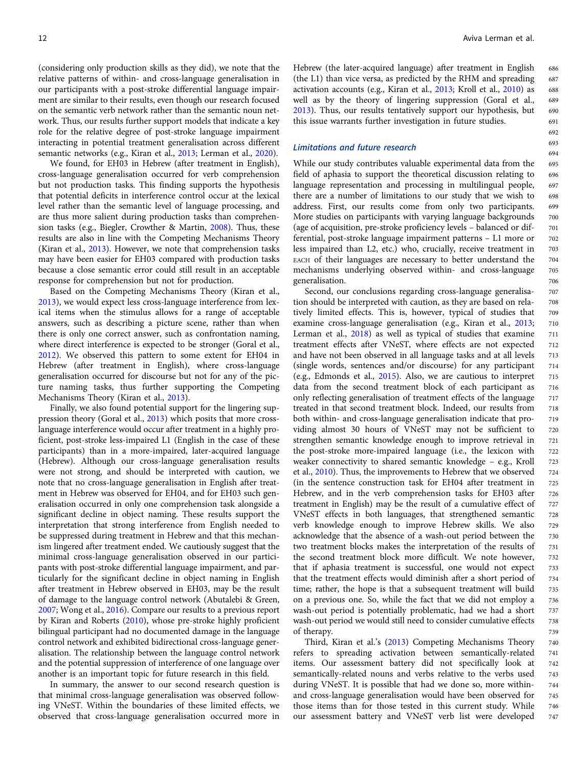(considering only production skills as they did), we note that the relative patterns of within- and cross-language generalisation in our participants with a post-stroke differential language impairment are similar to their results, even though our research focused on the semantic verb network rather than the semantic noun network. Thus, our results further support models that indicate a key role for the relative degree of post-stroke language impairment interacting in potential treatment generalisation across different semantic networks (e.g., Kiran et al., 2013; Lerman et al., 2020).

We found, for EH03 in Hebrew (after treatment in English), cross-language generalisation occurred for verb comprehension but not production tasks. This finding supports the hypothesis that potential deficits in interference control occur at the lexical level rather than the semantic level of language processing, and are thus more salient during production tasks than comprehension tasks (e.g., Biegler, Crowther & Martin, 2008). Thus, these results are also in line with the Competing Mechanisms Theory (Kiran et al., 2013). However, we note that comprehension tasks may have been easier for EH03 compared with production tasks because a close semantic error could still result in an acceptable response for comprehension but not for production.

Based on the Competing Mechanisms Theory (Kiran et al., 2013), we would expect less cross-language interference from lexical items when the stimulus allows for a range of acceptable answers, such as describing a picture scene, rather than when there is only one correct answer, such as confrontation naming, where direct interference is expected to be stronger (Goral et al., 2012). We observed this pattern to some extent for EH04 in Hebrew (after treatment in English), where cross-language generalisation occurred for discourse but not for any of the picture naming tasks, thus further supporting the Competing Mechanisms Theory (Kiran et al., 2013).

Finally, we also found potential support for the lingering suppression theory (Goral et al., 2013) which posits that more cross-language interference would occur after treatment in a highly proficient, post-stroke less-impaired L1 (English in the case of these participants) than in a more-impaired, later-acquired language (Hebrew). Although our cross-language generalisation results were not strong, and should be interpreted with caution, we note that no cross-language generalisation in English after treatment in Hebrew was observed for EH04, and for EH03 such generalisation occurred in only one comprehension task alongside a significant decline in object naming. These results support the interpretation that strong interference from English needed to be suppressed during treatment in Hebrew and that this mechanism lingered after treatment ended. We cautiously suggest that the minimal cross-language generalisation observed in our participants with post-stroke differential language impairment, and particularly for the significant decline in object naming in English after treatment in Hebrew observed in EH03, may be the result of damage to the language control network (Abutalebi & Green, 2007; Wong et al., 2016). Compare our results to a previous report by Kiran and Roberts (2010), whose pre-stroke highly proficient bilingual participant had no documented damage in the language control network and exhibited bidirectional cross-language generalisation. The relationship between the language control network and the potential suppression of interference of one language over another is an important topic for future research in this field.

In summary, the answer to our second research question is that minimal cross-language generalisation was observed following VNeST. Within the boundaries of these limited effects, we observed that cross-language generalisation occurred more in Hebrew (the later-acquired language) after treatment in English (the L1) than vice versa, as predicted by the RHM and spreading activation accounts (e.g., Kiran et al., 2013; Kroll et al., 2010) as well as by the theory of lingering suppression (Goral et al., 2013). Thus, our results tentatively support our hypothesis, but this issue warrants further investigation in future studies.

### *Limitations and future research*

While our study contributes valuable experimental data from the field of aphasia to support the theoretical discussion relating to language representation and processing in multilingual people, there are a number of limitations to our study that we wish to address. First, our results come from only two participants. More studies on participants with varying language backgrounds (age of acquisition, pre-stroke proficiency levels – balanced or differential, post-stroke language impairment patterns – L1 more or less impaired than L2, etc.) who, crucially, receive treatment in EACH of their languages are necessary to better understand the mechanisms underlying observed within- and cross-language generalisation.

Second, our conclusions regarding cross-language generalisation should be interpreted with caution, as they are based on relatively limited effects. This is, however, typical of studies that examine cross-language generalisation (e.g., Kiran et al., 2013; Lerman et al., 2018) as well as typical of studies that examine treatment effects after VNeST, where effects are not expected and have not been observed in all language tasks and at all levels (single words, sentences and/or discourse) for any participant (e.g., Edmonds et al., 2015). Also, we are cautious to interpret data from the second treatment block of each participant as only reflecting generalisation of treatment effects of the language treated in that second treatment block. Indeed, our results from both within- and cross-language generalisation indicate that providing almost 30 hours of VNeST may not be sufficient to strengthen semantic knowledge enough to improve retrieval in the post-stroke more-impaired language (i.e., the lexicon with weaker connectivity to shared semantic knowledge – e.g., Kroll et al., 2010). Thus, the improvements to Hebrew that we observed (in the sentence construction task for EH04 after treatment in Hebrew, and in the verb comprehension tasks for EH03 after treatment in English) may be the result of a cumulative effect of VNeST effects in both languages, that strengthened semantic verb knowledge enough to improve Hebrew skills. We also acknowledge that the absence of a wash-out period between the two treatment blocks makes the interpretation of the results of the second treatment block more difficult. We note however, that if aphasia treatment is successful, one would not expect that the treatment effects would diminish after a short period of time; rather, the hope is that a subsequent treatment will build on a previous one. So, while the fact that we did not employ a wash-out period is potentially problematic, had we had a short wash-out period we would still need to consider cumulative effects of therapy.

Third, Kiran et al.'s (2013) Competing Mechanisms Theory refers to spreading activation between semantically-related items. Our assessment battery did not specifically look at semantically-related nouns and verbs relative to the verbs used during VNeST. It is possible that had we done so, more within- and cross-language generalisation would have been observed for those items than for those tested in this current study. While our assessment battery and VNeST verb list were developed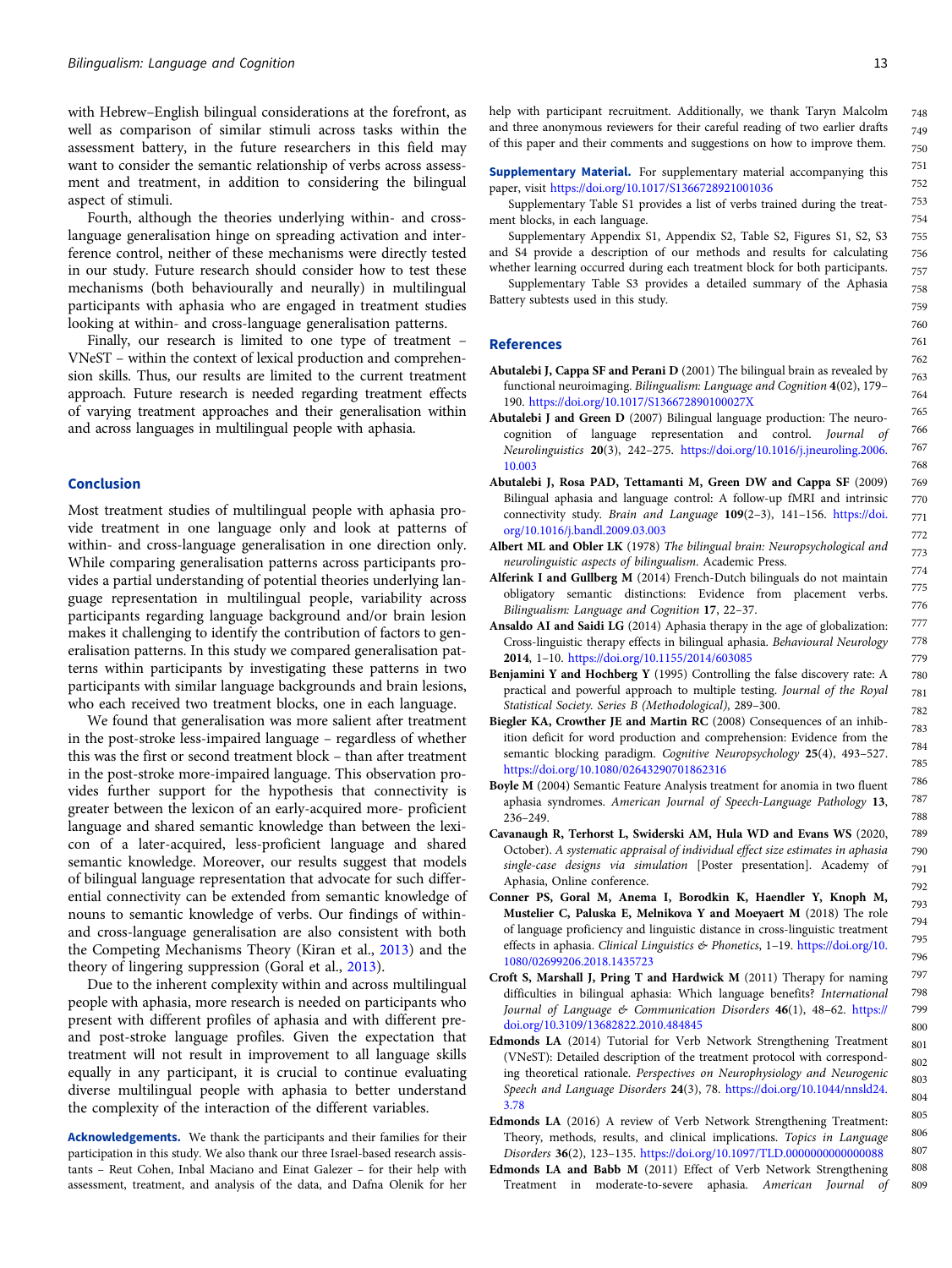with Hebrew–English bilingual considerations at the forefront, as well as comparison of similar stimuli across tasks within the assessment battery, in the future researchers in this field may want to consider the semantic relationship of verbs across assessment and treatment, in addition to considering the bilingual aspect of stimuli.

Fourth, although the theories underlying within- and cross-language generalisation hinge on spreading activation and interference control, neither of these mechanisms were directly tested in our study. Future research should consider how to test these mechanisms (both behaviourally and neurally) in multilingual participants with aphasia who are engaged in treatment studies looking at within- and cross-language generalisation patterns.

Finally, our research is limited to one type of treatment – VNeST – within the context of lexical production and comprehension skills. Thus, our results are limited to the current treatment approach. Future research is needed regarding treatment effects of varying treatment approaches and their generalisation within and across languages in multilingual people with aphasia.

## Conclusion

Most treatment studies of multilingual people with aphasia provide treatment in one language only and look at patterns of within- and cross-language generalisation in one direction only. While comparing generalisation patterns across participants provides a partial understanding of potential theories underlying language representation in multilingual people, variability across participants regarding language background and/or brain lesion makes it challenging to identify the contribution of factors to generalisation patterns. In this study we compared generalisation patterns within participants by investigating these patterns in two participants with similar language backgrounds and brain lesions, who each received two treatment blocks, one in each language.

We found that generalisation was more salient after treatment in the post-stroke less-impaired language – regardless of whether this was the first or second treatment block – than after treatment in the post-stroke more-impaired language. This observation provides further support for the hypothesis that connectivity is greater between the lexicon of an early-acquired more- proficient language and shared semantic knowledge than between the lexicon of a later-acquired, less-proficient language and shared semantic knowledge. Moreover, our results suggest that models of bilingual language representation that advocate for such differential connectivity can be extended from semantic knowledge of nouns to semantic knowledge of verbs. Our findings of within- and cross-language generalisation are also consistent with both the Competing Mechanisms Theory (Kiran et al., 2013) and the theory of lingering suppression (Goral et al., 2013).

Due to the inherent complexity within and across multilingual people with aphasia, more research is needed on participants who present with different profiles of aphasia and with different pre- and post-stroke language profiles. Given the expectation that treatment will not result in improvement to all language skills equally in any participant, it is crucial to continue evaluating diverse multilingual people with aphasia to better understand the complexity of the interaction of the different variables.

**Acknowledgements.** We thank the participants and their families for their participation in this study. We also thank our three Israel-based research assistants – Reut Cohen, Inbal Maciano and Einat Galezer – for their help with assessment, treatment, and analysis of the data, and Dafna Olenik for her help with participant recruitment. Additionally, we thank Taryn Malcolm and three anonymous reviewers for their careful reading of two earlier drafts of this paper and their comments and suggestions on how to improve them.

**Supplementary Material.** For supplementary material accompanying this paper, visit https://doi.org/10.1017/S1366728921001036

Supplementary Table S1 provides a list of verbs trained during the treatment blocks, in each language.

Supplementary Appendix S1, Appendix S2, Table S2, Figures S1, S2, S3 and S4 provide a description of our methods and results for calculating whether learning occurred during each treatment block for both participants.

Supplementary Table S3 provides a detailed summary of the Aphasia Battery subtests used in this study.

## References

**Abutalebi J, Cappa SF and Perani D** (2001) The bilingual brain as revealed by functional neuroimaging. *Bilingualism: Language and Cognition* **4**(02), 179–190. https://doi.org/10.1017/S136672890100027X

**Abutalebi J and Green D** (2007) Bilingual language production: The neurocognition of language representation and control. *Journal of Neurolinguistics* **20**(3), 242–275. https://doi.org/10.1016/j.jneuroling.2006.10.003

**Abutalebi J, Rosa PAD, Tettamanti M, Green DW and Cappa SF** (2009) Bilingual aphasia and language control: A follow-up fMRI and intrinsic connectivity study. *Brain and Language* **109**(2–3), 141–156. https://doi.org/10.1016/j.bandl.2009.03.003

**Albert ML and Obler LK** (1978) *The bilingual brain: Neuropsychological and neurolinguistic aspects of bilingualism*. Academic Press.

**Alferink I and Gullberg M** (2014) French-Dutch bilinguals do not maintain obligatory semantic distinctions: Evidence from placement verbs. *Bilingualism: Language and Cognition* **17**, 22–37.

**Ansaldo AI and Saidi LG** (2014) Aphasia therapy in the age of globalization: Cross-linguistic therapy effects in bilingual aphasia. *Behavioural Neurology* **2014**, 1–10. https://doi.org/10.1155/2014/603085

**Benjamini Y and Hochberg Y** (1995) Controlling the false discovery rate: A practical and powerful approach to multiple testing. *Journal of the Royal Statistical Society. Series B (Methodological)*, 289–300.

**Biegler KA, Crowther JE and Martin RC** (2008) Consequences of an inhibition deficit for word production and comprehension: Evidence from the semantic blocking paradigm. *Cognitive Neuropsychology* **25**(4), 493–527. https://doi.org/10.1080/02643290701862316

**Boyle M** (2004) Semantic Feature Analysis treatment for anomia in two fluent aphasia syndromes. *American Journal of Speech-Language Pathology* **13**, 236–249.

**Cavanaugh R, Terhorst L, Swiderski AM, Hula WD and Evans WS** (2020, October). *A systematic appraisal of individual effect size estimates in aphasia single-case designs via simulation* [Poster presentation]. Academy of Aphasia, Online conference.

**Conner PS, Goral M, Anema I, Borodkin K, Haendler Y, Knoph M, Mustelier C, Paluska E, Melnikova Y and Moeyaert M** (2018) The role of language proficiency and linguistic distance in cross-linguistic treatment effects in aphasia. *Clinical Linguistics & Phonetics*, 1–19. https://doi.org/10.1080/02699206.2018.1435723

**Croft S, Marshall J, Pring T and Hardwick M** (2011) Therapy for naming difficulties in bilingual aphasia: Which language benefits? *International Journal of Language & Communication Disorders* **46**(1), 48–62. https://doi.org/10.3109/13682822.2010.484845

**Edmonds LA** (2014) Tutorial for Verb Network Strengthening Treatment (VNeST): Detailed description of the treatment protocol with corresponding theoretical rationale. *Perspectives on Neurophysiology and Neurogenic Speech and Language Disorders* **24**(3), 78. https://doi.org/10.1044/nnsld24.3.78

**Edmonds LA** (2016) A review of Verb Network Strengthening Treatment: Theory, methods, results, and clinical implications. *Topics in Language Disorders* **36**(2), 123–135. https://doi.org/10.1097/TLD.0000000000000088

**Edmonds LA and Babb M** (2011) Effect of Verb Network Strengthening Treatment in moderate-to-severe aphasia. *American Journal of*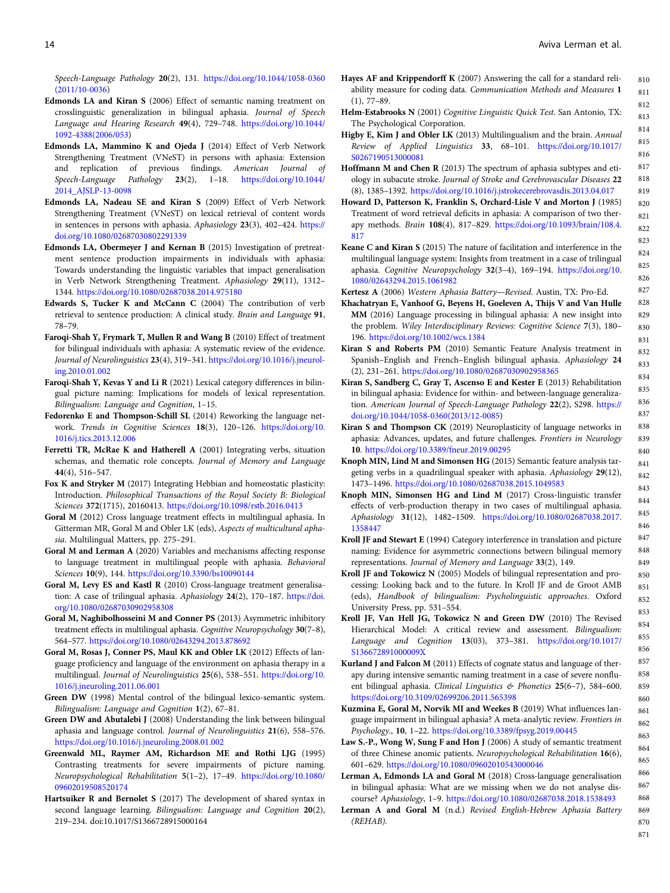Speech-Language Pathology **20**(2), 131. https://doi.org/10.1044/1058-0360(2011/10-0036)

**Edmonds LA and Kiran S** (2006) Effect of semantic naming treatment on crosslinguistic generalization in bilingual aphasia. *Journal of Speech Language and Hearing Research* **49**(4), 729–748. https://doi.org/10.1044/1092-4388(2006/053)

**Edmonds LA, Mammino K and Ojeda J** (2014) Effect of Verb Network Strengthening Treatment (VNeST) in persons with aphasia: Extension and replication of previous findings. *American Journal of Speech-Language Pathology* **23**(2), 1–18. https://doi.org/10.1044/2014_AJSLP-13-0098

**Edmonds LA, Nadeau SE and Kiran S** (2009) Effect of Verb Network Strengthening Treatment (VNeST) on lexical retrieval of content words in sentences in persons with aphasia. *Aphasiology* **23**(3), 402–424. https://doi.org/10.1080/02687030802291339

**Edmonds LA, Obermeyer J and Kernan B** (2015) Investigation of pretreatment sentence production impairments in individuals with aphasia: Towards understanding the linguistic variables that impact generalisation in Verb Network Strengthening Treatment. *Aphasiology* **29**(11), 1312–1344. https://doi.org/10.1080/02687038.2014.975180

**Edwards S, Tucker K and McCann C** (2004) The contribution of verb retrieval to sentence production: A clinical study. *Brain and Language* **91**, 78–79.

**Faroqi-Shah Y, Frymark T, Mullen R and Wang B** (2010) Effect of treatment for bilingual individuals with aphasia: A systematic review of the evidence. *Journal of Neurolinguistics* **23**(4), 319–341. https://doi.org/10.1016/j.jneuroling.2010.01.002

**Faroqi-Shah Y, Kevas Y and Li R** (2021) Lexical category differences in bilingual picture naming: Implications for models of lexical representation. *Bilingualism: Language and Cognition*, 1–15.

**Fedorenko E and Thompson-Schill SL** (2014) Reworking the language network. *Trends in Cognitive Sciences* **18**(3), 120–126. https://doi.org/10.1016/j.tics.2013.12.006

**Ferretti TR, McRae K and Hatherell A** (2001) Integrating verbs, situation schemas, and thematic role concepts. *Journal of Memory and Language* **44**(4), 516–547.

**Fox K and Stryker M** (2017) Integrating Hebbian and homeostatic plasticity: Introduction. *Philosophical Transactions of the Royal Society B: Biological Sciences* **372**(1715), 20160413. https://doi.org/10.1098/rstb.2016.0413

**Goral M** (2012) Cross language treatment effects in multilingual aphasia. In Gitterman MR, Goral M and Obler LK (eds), *Aspects of multicultural aphasia*. Multilingual Matters, pp. 275–291.

**Goral M and Lerman A** (2020) Variables and mechanisms affecting response to language treatment in multilingual people with aphasia. *Behavioral Sciences* **10**(9), 144. https://doi.org/10.3390/bs10090144

**Goral M, Levy ES and Kastl R** (2010) Cross-language treatment generalisation: A case of trilingual aphasia. *Aphasiology* **24**(2), 170–187. https://doi.org/10.1080/02687030902958308

**Goral M, Naghibolhosseini M and Conner PS** (2013) Asymmetric inhibitory treatment effects in multilingual aphasia. *Cognitive Neuropsychology* **30**(7–8), 564–577. https://doi.org/10.1080/02643294.2013.878692

**Goral M, Rosas J, Conner PS, Maul KK and Obler LK** (2012) Effects of language proficiency and language of the environment on aphasia therapy in a multilingual. *Journal of Neurolinguistics* **25**(6), 538–551. https://doi.org/10.1016/j.jneuroling.2011.06.001

**Green DW** (1998) Mental control of the bilingual lexico-semantic system. *Bilingualism: Language and Cognition* **1**(2), 67–81.

**Green DW and Abutalebi J** (2008) Understanding the link between bilingual aphasia and language control. *Journal of Neurolinguistics* **21**(6), 558–576. https://doi.org/10.1016/j.jneuroling.2008.01.002

**Greenwald ML, Raymer AM, Richardson ME and Rothi LJG** (1995) Contrasting treatments for severe impairments of picture naming. *Neuropsychological Rehabilitation* **5**(1–2), 17–49. https://doi.org/10.1080/09602019508520174

**Hartsuiker R and Bernolet S** (2017) The development of shared syntax in second language learning. *Bilingualism: Language and Cognition* **20**(2), 219–234. doi:10.1017/S1366728915000164

**Hayes AF and Krippendorff K** (2007) Answering the call for a standard reliability measure for coding data. *Communication Methods and Measures* **1** (1), 77–89.

**Helm-Estabrooks N** (2001) *Cognitive Linguistic Quick Test*. San Antonio, TX: The Psychological Corporation.

**Higby E, Kim J and Obler LK** (2013) Multilingualism and the brain. *Annual Review of Applied Linguistics* **33**, 68–101. https://doi.org/10.1017/S0267190513000081

**Hoffmann M and Chen R** (2013) The spectrum of aphasia subtypes and etiology in subacute stroke. *Journal of Stroke and Cerebrovascular Diseases* **22** (8), 1385–1392. https://doi.org/10.1016/j.jstrokecerebrovasdis.2013.04.017

**Howard D, Patterson K, Franklin S, Orchard-Lisle V and Morton J** (1985) Treatment of word retrieval deficits in aphasia: A comparison of two therapy methods. *Brain* **108**(4), 817–829. https://doi.org/10.1093/brain/108.4.817

**Keane C and Kiran S** (2015) The nature of facilitation and interference in the multilingual language system: Insights from treatment in a case of trilingual aphasia. *Cognitive Neuropsychology* **32**(3–4), 169–194. https://doi.org/10.1080/02643294.2015.1061982

**Kertesz A** (2006) *Western Aphasia Battery—Revised*. Austin, TX: Pro-Ed.

**Khachatryan E, Vanhoof G, Beyens H, Goeleven A, Thijs V and Van Hulle MM** (2016) Language processing in bilingual aphasia: A new insight into the problem. *Wiley Interdisciplinary Reviews: Cognitive Science* **7**(3), 180–196. https://doi.org/10.1002/wcs.1384

**Kiran S and Roberts PM** (2010) Semantic Feature Analysis treatment in Spanish–English and French–English bilingual aphasia. *Aphasiology* **24** (2), 231–261. https://doi.org/10.1080/02687030902958365

**Kiran S, Sandberg C, Gray T, Ascenso E and Kester E** (2013) Rehabilitation in bilingual aphasia: Evidence for within- and between-language generalization. *American Journal of Speech-Language Pathology* **22**(2), S298. https://doi.org/10.1044/1058-0360(2013/12-0085)

**Kiran S and Thompson CK** (2019) Neuroplasticity of language networks in aphasia: Advances, updates, and future challenges. *Frontiers in Neurology* **10**. https://doi.org/10.3389/fneur.2019.00295

**Knoph MIN, Lind M and Simonsen HG** (2015) Semantic feature analysis targeting verbs in a quadrilingual speaker with aphasia. *Aphasiology* **29**(12), 1473–1496. https://doi.org/10.1080/02687038.2015.1049583

**Knoph MIN, Simonsen HG and Lind M** (2017) Cross-linguistic transfer effects of verb-production therapy in two cases of multilingual aphasia. *Aphasiology* **31**(12), 1482–1509. https://doi.org/10.1080/02687038.2017.1358447

**Kroll JF and Stewart E** (1994) Category interference in translation and picture naming: Evidence for asymmetric connections between bilingual memory representations. *Journal of Memory and Language* **33**(2), 149.

**Kroll JF and Tokowicz N** (2005) Models of bilingual representation and processing: Looking back and to the future. In Kroll JF and de Groot AMB (eds), *Handbook of bilingualism: Psycholinguistic approaches*. Oxford University Press, pp. 531–554.

**Kroll JF, Van Hell JG, Tokowicz N and Green DW** (2010) The Revised Hierarchical Model: A critical review and assessment. *Bilingualism: Language and Cognition* **13**(03), 373–381. https://doi.org/10.1017/S136672891000009X

**Kurland J and Falcon M** (2011) Effects of cognate status and language of therapy during intensive semantic naming treatment in a case of severe nonfluent bilingual aphasia. *Clinical Linguistics & Phonetics* **25**(6–7), 584–600. https://doi.org/10.3109/02699206.2011.565398

**Kuzmina E, Goral M, Norvik MI and Weekes B** (2019) What influences language impairment in bilingual aphasia? A meta-analytic review. *Frontiers in Psychology*, **10**, 1–22. https://doi.org/10.3389/fpsyg.2019.00445

**Law S.-P., Wong W, Sung F and Hon J** (2006) A study of semantic treatment of three Chinese anomic patients. *Neuropsychological Rehabilitation* **16**(6), 601–629. https://doi.org/10.1080/09602010543000046

**Lerman A, Edmonds LA and Goral M** (2018) Cross-language generalisation in bilingual aphasia: What are we missing when we do not analyse discourse? *Aphasiology*, 1–9. https://doi.org/10.1080/02687038.2018.1538493

**Lerman A and Goral M** (n.d.) *Revised English-Hebrew Aphasia Battery (REHAB)*.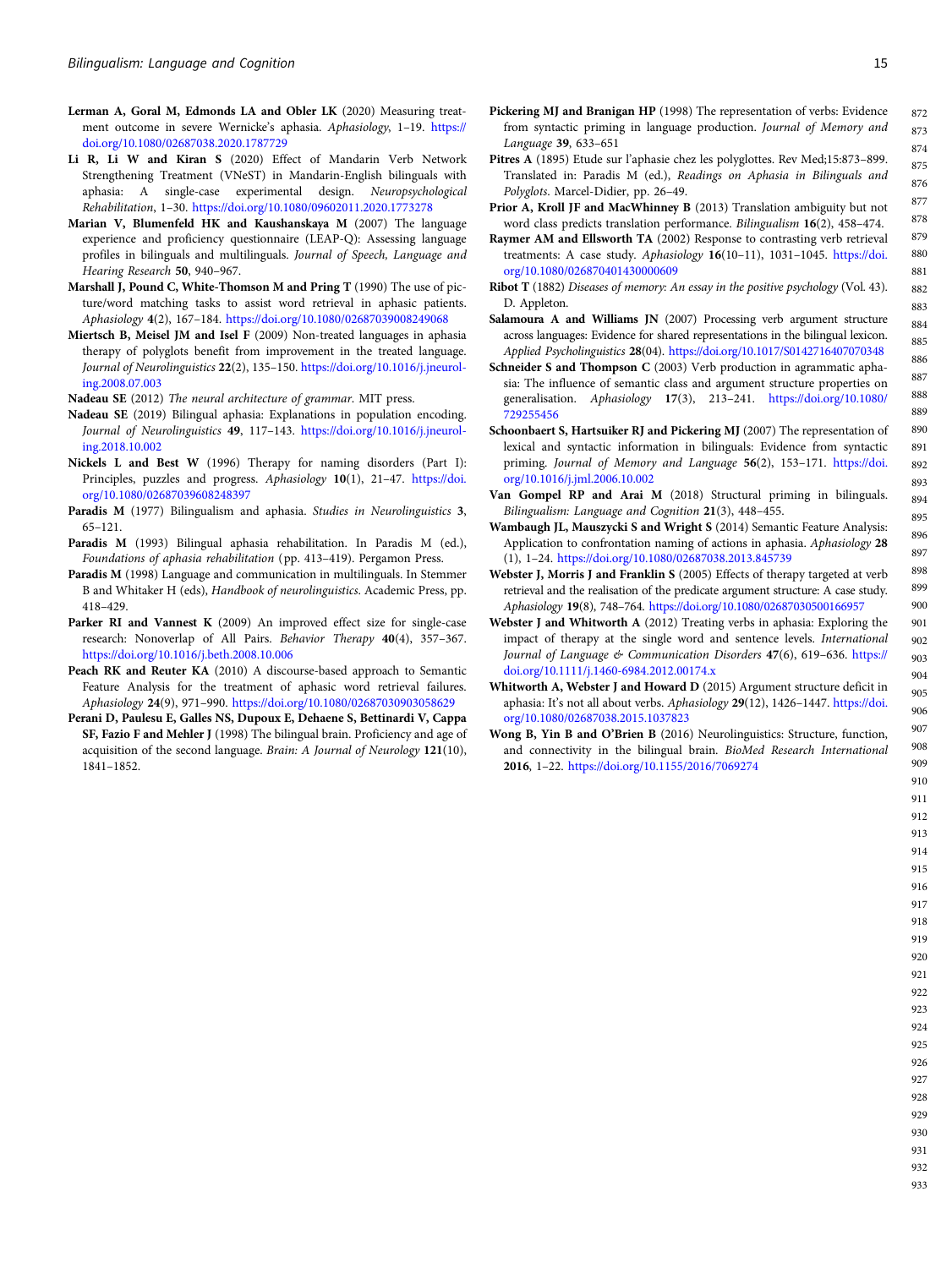**Lerman A, Goral M, Edmonds LA and Obler LK** (2020) Measuring treatment outcome in severe Wernicke's aphasia. *Aphasiology*, 1–19. https://doi.org/10.1080/02687038.2020.1787729

**Li R, Li W and Kiran S** (2020) Effect of Mandarin Verb Network Strengthening Treatment (VNeST) in Mandarin-English bilinguals with aphasia: A single-case experimental design. *Neuropsychological Rehabilitation*, 1–30. https://doi.org/10.1080/09602011.2020.1773278

**Marian V, Blumenfeld HK and Kaushanskaya M** (2007) The language experience and proficiency questionnaire (LEAP-Q): Assessing language profiles in bilinguals and multilinguals. *Journal of Speech, Language and Hearing Research* **50**, 940–967.

**Marshall J, Pound C, White-Thomson M and Pring T** (1990) The use of picture/word matching tasks to assist word retrieval in aphasic patients. *Aphasiology* **4**(2), 167–184. https://doi.org/10.1080/02687039008249068

**Miertsch B, Meisel JM and Isel F** (2009) Non-treated languages in aphasia therapy of polyglots benefit from improvement in the treated language. *Journal of Neurolinguistics* **22**(2), 135–150. https://doi.org/10.1016/j.jneuroling.2008.07.003

**Nadeau SE** (2012) *The neural architecture of grammar*. MIT press.

**Nadeau SE** (2019) Bilingual aphasia: Explanations in population encoding. *Journal of Neurolinguistics* **49**, 117–143. https://doi.org/10.1016/j.jneuroling.2018.10.002

**Nickels L and Best W** (1996) Therapy for naming disorders (Part I): Principles, puzzles and progress. *Aphasiology* **10**(1), 21–47. https://doi.org/10.1080/02687039608248397

**Paradis M** (1977) Bilingualism and aphasia. *Studies in Neurolinguistics* **3**, 65–121.

**Paradis M** (1993) Bilingual aphasia rehabilitation. In Paradis M (ed.), *Foundations of aphasia rehabilitation* (pp. 413–419). Pergamon Press.

**Paradis M** (1998) Language and communication in multilinguals. In Stemmer B and Whitaker H (eds), *Handbook of neurolinguistics*. Academic Press, pp. 418–429.

**Parker RI and Vannest K** (2009) An improved effect size for single-case research: Nonoverlap of All Pairs. *Behavior Therapy* **40**(4), 357–367. https://doi.org/10.1016/j.beth.2008.10.006

**Peach RK and Reuter KA** (2010) A discourse-based approach to Semantic Feature Analysis for the treatment of aphasic word retrieval failures. *Aphasiology* **24**(9), 971–990. https://doi.org/10.1080/02687030903058629

**Perani D, Paulesu E, Galles NS, Dupoux E, Dehaene S, Bettinardi V, Cappa SF, Fazio F and Mehler J** (1998) The bilingual brain. Proficiency and age of acquisition of the second language. *Brain: A Journal of Neurology* **121**(10), 1841–1852.

**Pickering MJ and Branigan HP** (1998) The representation of verbs: Evidence from syntactic priming in language production. *Journal of Memory and Language* **39**, 633–651

**Pitres A** (1895) Etude sur l'aphasie chez les polyglottes. Rev Med;15:873–899. Translated in: Paradis M (ed.), *Readings on Aphasia in Bilinguals and Polyglots*. Marcel-Didier, pp. 26–49.

**Prior A, Kroll JF and MacWhinney B** (2013) Translation ambiguity but not word class predicts translation performance. *Bilingualism* **16**(2), 458–474.

**Raymer AM and Ellsworth TA** (2002) Response to contrasting verb retrieval treatments: A case study. *Aphasiology* **16**(10–11), 1031–1045. https://doi.org/10.1080/026870401430000609

**Ribot T** (1882) *Diseases of memory: An essay in the positive psychology* (Vol. 43). D. Appleton.

**Salamoura A and Williams JN** (2007) Processing verb argument structure across languages: Evidence for shared representations in the bilingual lexicon. *Applied Psycholinguistics* **28**(04). https://doi.org/10.1017/S0142716407070348

**Schneider S and Thompson C** (2003) Verb production in agrammatic aphasia: The influence of semantic class and argument structure properties on generalisation. *Aphasiology* **17**(3), 213–241. https://doi.org/10.1080/729255456

**Schoonbaert S, Hartsuiker RJ and Pickering MJ** (2007) The representation of lexical and syntactic information in bilinguals: Evidence from syntactic priming. *Journal of Memory and Language* **56**(2), 153–171. https://doi.org/10.1016/j.jml.2006.10.002

**Van Gompel RP and Arai M** (2018) Structural priming in bilinguals. *Bilingualism: Language and Cognition* **21**(3), 448–455.

**Wambaugh JL, Mauszycki S and Wright S** (2014) Semantic Feature Analysis: Application to confrontation naming of actions in aphasia. *Aphasiology* **28** (1), 1–24. https://doi.org/10.1080/02687038.2013.845739

**Webster J, Morris J and Franklin S** (2005) Effects of therapy targeted at verb retrieval and the realisation of the predicate argument structure: A case study. *Aphasiology* **19**(8), 748–764. https://doi.org/10.1080/02687030500166957

**Webster J and Whitworth A** (2012) Treating verbs in aphasia: Exploring the impact of therapy at the single word and sentence levels. *International Journal of Language & Communication Disorders* **47**(6), 619–636. https://doi.org/10.1111/j.1460-6984.2012.00174.x

**Whitworth A, Webster J and Howard D** (2015) Argument structure deficit in aphasia: It's not all about verbs. *Aphasiology* **29**(12), 1426–1447. https://doi.org/10.1080/02687038.2015.1037823

**Wong B, Yin B and O'Brien B** (2016) Neurolinguistics: Structure, function, and connectivity in the bilingual brain. *BioMed Research International* **2016**, 1–22. https://doi.org/10.1155/2016/7069274